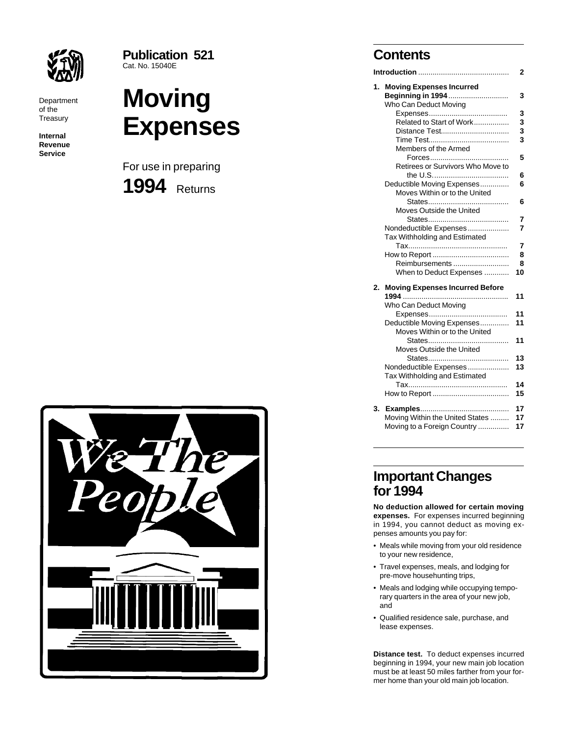Department of the Treasury

**Internal Revenue Service**

**Publication 521**
Cat. No. 15040E

# Moving Expenses

For use in preparing

**1994** Returns

## Contents

| | |
|---|---|
| **Introduction** | 2 |
| **1. Moving Expenses Incurred Beginning in 1994** | 3 |
| Who Can Deduct Moving Expenses | 3 |
| Related to Start of Work | 3 |
| Distance Test | 3 |
| Time Test | 3 |
| Members of the Armed Forces | 5 |
| Retirees or Survivors Who Move to the U.S. | 6 |
| Deductible Moving Expenses | 6 |
| Moves Within or to the United States | 6 |
| Moves Outside the United States | 7 |
| Nondeductible Expenses | 7 |
| Tax Withholding and Estimated Tax | 7 |
| How to Report | 8 |
| Reimbursements | 8 |
| When to Deduct Expenses | 10 |
| **2. Moving Expenses Incurred Before 1994** | 11 |
| Who Can Deduct Moving Expenses | 11 |
| Deductible Moving Expenses | 11 |
| Moves Within or to the United States | 11 |
| Moves Outside the United States | 13 |
| Nondeductible Expenses | 13 |
| Tax Withholding and Estimated Tax | 14 |
| How to Report | 15 |
| **3. Examples** | 17 |
| Moving Within the United States | 17 |
| Moving to a Foreign Country | 17 |

## Important Changes for 1994

**No deduction allowed for certain moving expenses.** For expenses incurred beginning in 1994, you cannot deduct as moving expenses amounts you pay for:

- Meals while moving from your old residence to your new residence,
- Travel expenses, meals, and lodging for pre-move househunting trips,
- Meals and lodging while occupying temporary quarters in the area of your new job, and
- Qualified residence sale, purchase, and lease expenses.

**Distance test.** To deduct expenses incurred beginning in 1994, your new main job location must be at least 50 miles farther from your former home than your old main job location.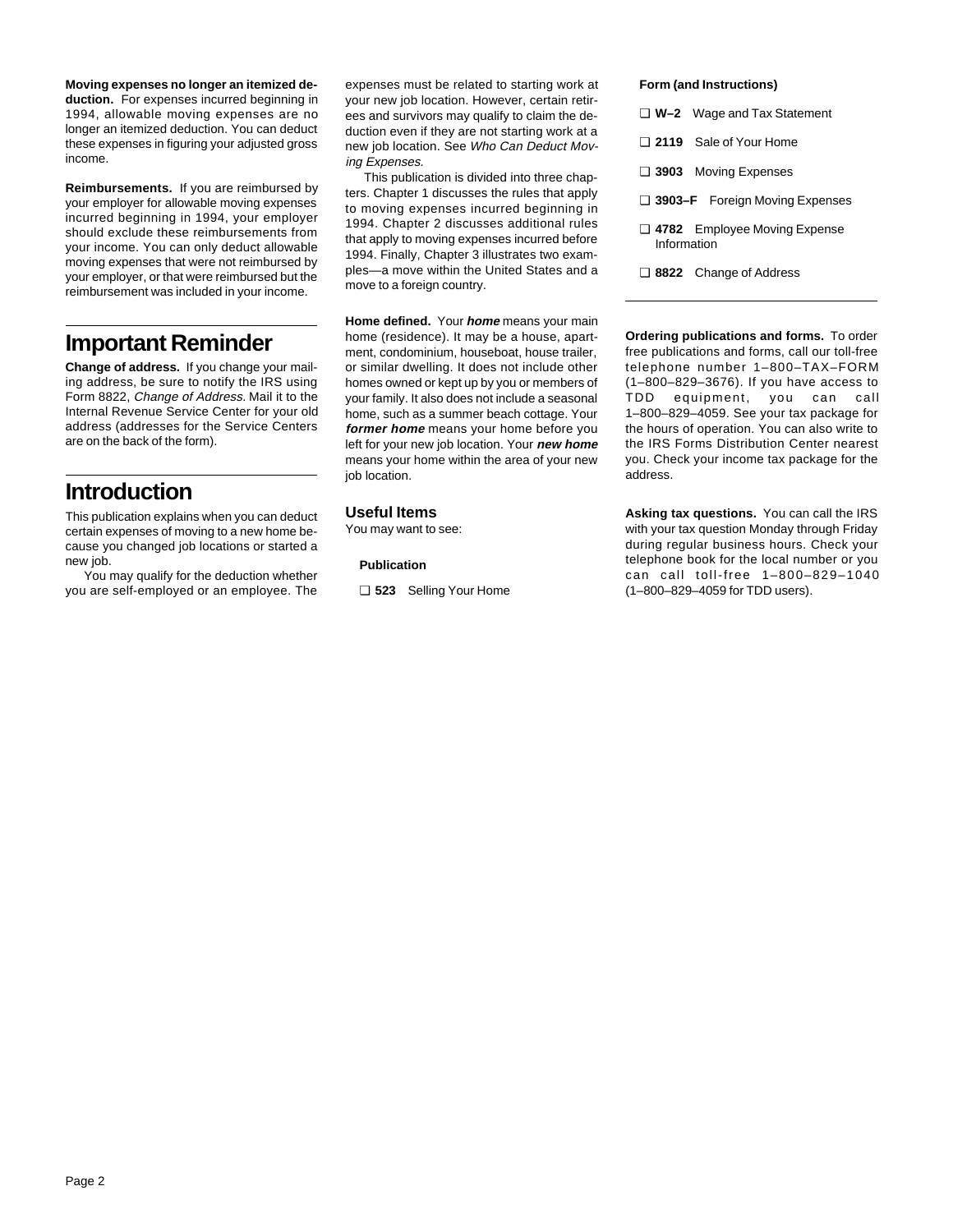**Moving expenses no longer an itemized deduction.** For expenses incurred beginning in 1994, allowable moving expenses are no longer an itemized deduction. You can deduct these expenses in figuring your adjusted gross income.

**Reimbursements.** If you are reimbursed by your employer for allowable moving expenses incurred beginning in 1994, your employer should exclude these reimbursements from your income. You can only deduct allowable moving expenses that were not reimbursed by your employer, or that were reimbursed but the reimbursement was included in your income.

# Important Reminder

**Change of address.** If you change your mailing address, be sure to notify the IRS using Form 8822, *Change of Address*. Mail it to the Internal Revenue Service Center for your old address (addresses for the Service Centers are on the back of the form).

# Introduction

This publication explains when you can deduct certain expenses of moving to a new home because you changed job locations or started a new job.

You may qualify for the deduction whether you are self-employed or an employee. The expenses must be related to starting work at your new job location. However, certain retirees and survivors may qualify to claim the deduction even if they are not starting work at a new job location. See *Who Can Deduct Moving Expenses.*

This publication is divided into three chapters. Chapter 1 discusses the rules that apply to moving expenses incurred beginning in 1994. Chapter 2 discusses additional rules that apply to moving expenses incurred before 1994. Finally, Chapter 3 illustrates two examples—a move within the United States and a move to a foreign country.

**Home defined.** Your ***home*** means your main home (residence). It may be a house, apartment, condominium, houseboat, house trailer, or similar dwelling. It does not include other homes owned or kept up by you or members of your family. It also does not include a seasonal home, such as a summer beach cottage. Your ***former home*** means your home before you left for your new job location. Your ***new home*** means your home within the area of your new job location.

## Useful Items

You may want to see:

**Publication**

- ❑ **523** Selling Your Home

**Form (and Instructions)**

- ❑ **W–2** Wage and Tax Statement
- ❑ **2119** Sale of Your Home
- ❑ **3903** Moving Expenses
- ❑ **3903–F** Foreign Moving Expenses
- ❑ **4782** Employee Moving Expense Information
- ❑ **8822** Change of Address

**Ordering publications and forms.** To order free publications and forms, call our toll-free telephone number 1–800–TAX–FORM (1–800–829–3676). If you have access to TDD equipment, you can call 1–800–829–4059. See your tax package for the hours of operation. You can also write to the IRS Forms Distribution Center nearest you. Check your income tax package for the address.

**Asking tax questions.** You can call the IRS with your tax question Monday through Friday during regular business hours. Check your telephone book for the local number or you can call toll-free 1–800–829–1040 (1–800–829–4059 for TDD users).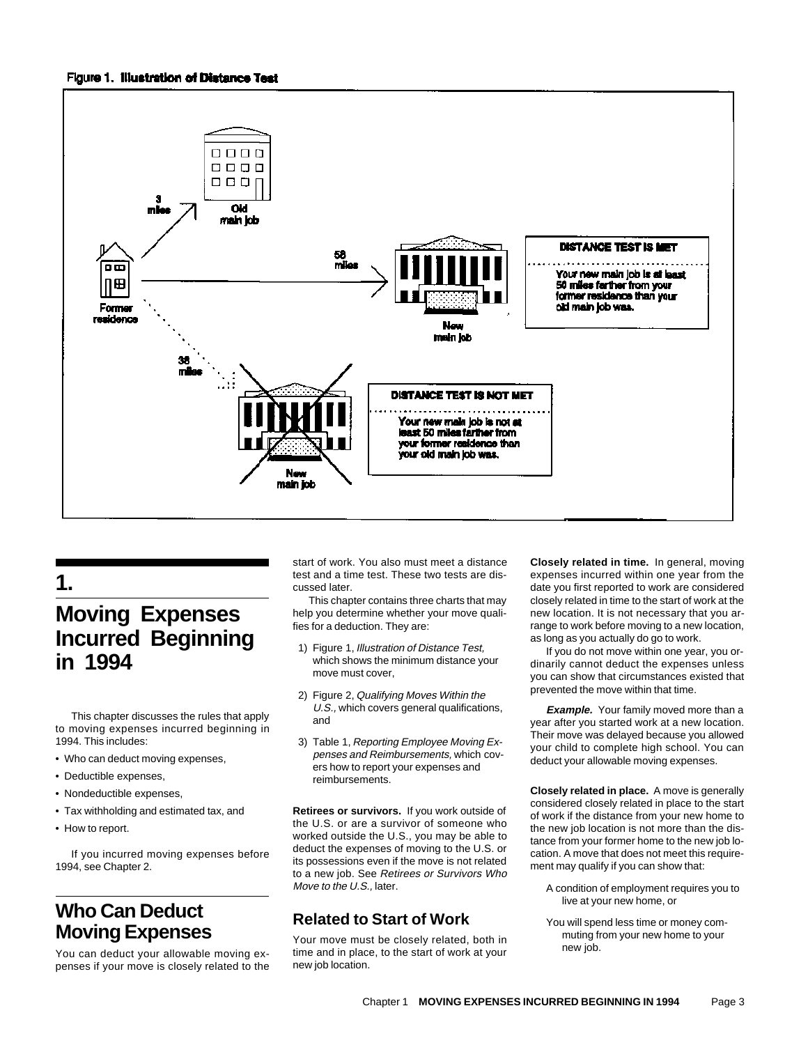Figure 1. Illustration of Distance Test

3 miles — Old main job

58 miles — New main job

**DISTANCE TEST IS MET**

Your new main job is at least 50 miles farther from your former residence than your old main job was.

Former residence

38 miles — New main job

**DISTANCE TEST IS NOT MET**

Your new main job is not at least 50 miles farther from your former residence than your old main job was.

# 1. Moving Expenses Incurred Beginning in 1994

This chapter discusses the rules that apply to moving expenses incurred beginning in 1994. This includes:

- Who can deduct moving expenses,
- Deductible expenses,
- Nondeductible expenses,
- Tax withholding and estimated tax, and
- How to report.

If you incurred moving expenses before 1994, see Chapter 2.

## Who Can Deduct Moving Expenses

You can deduct your allowable moving expenses if your move is closely related to the start of work. You also must meet a distance test and a time test. These two tests are discussed later.

This chapter contains three charts that may help you determine whether your move qualifies for a deduction. They are:

1) Figure 1, *Illustration of Distance Test,* which shows the minimum distance your move must cover,

2) Figure 2, *Qualifying Moves Within the U.S.,* which covers general qualifications, and

3) Table 1, *Reporting Employee Moving Expenses and Reimbursements,* which covers how to report your expenses and reimbursements.

**Retirees or survivors.** If you work outside of the U.S. or are a survivor of someone who worked outside the U.S., you may be able to deduct the expenses of moving to the U.S. or its possessions even if the move is not related to a new job. See *Retirees or Survivors Who Move to the U.S.,* later.

### Related to Start of Work

Your move must be closely related, both in time and in place, to the start of work at your new job location.

**Closely related in time.** In general, moving expenses incurred within one year from the date you first reported to work are considered closely related in time to the start of work at the new location. It is not necessary that you arrange to work before moving to a new location, as long as you actually do go to work.

If you do not move within one year, you ordinarily cannot deduct the expenses unless you can show that circumstances existed that prevented the move within that time.

***Example.*** Your family moved more than a year after you started work at a new location. Their move was delayed because you allowed your child to complete high school. You can deduct your allowable moving expenses.

**Closely related in place.** A move is generally considered closely related in place to the start of work if the distance from your new home to the new job location is not more than the distance from your former home to the new job location. A move that does not meet this requirement may qualify if you can show that:

A condition of employment requires you to live at your new home, or

You will spend less time or money commuting from your new home to your new job.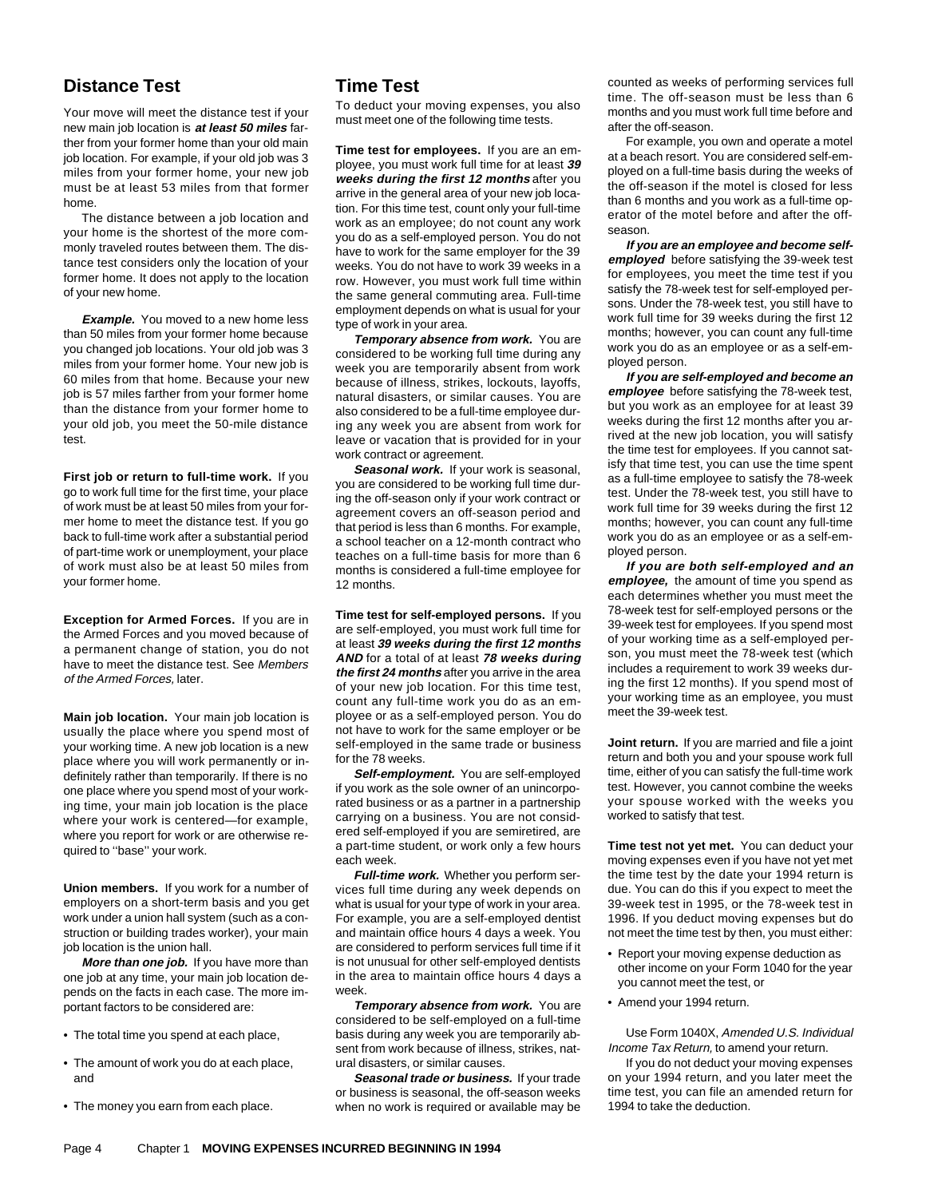## Distance Test

Your move will meet the distance test if your new main job location is ***at least 50 miles*** farther from your former home than your old main job location. For example, if your old job was 3 miles from your former home, your new job must be at least 53 miles from that former home.

The distance between a job location and your home is the shortest of the more commonly traveled routes between them. The distance test considers only the location of your former home. It does not apply to the location of your new home.

***Example.*** You moved to a new home less than 50 miles from your former home because you changed job locations. Your old job was 3 miles from your former home. Your new job is 60 miles from that home. Because your new job is 57 miles farther from your former home than the distance from your former home to your old job, you meet the 50-mile distance test.

**First job or return to full-time work.** If you go to work full time for the first time, your place of work must be at least 50 miles from your former home to meet the distance test. If you go back to full-time work after a substantial period of part-time work or unemployment, your place of work must also be at least 50 miles from your former home.

**Exception for Armed Forces.** If you are in the Armed Forces and you moved because of a permanent change of station, you do not have to meet the distance test. See *Members of the Armed Forces,* later.

**Main job location.** Your main job location is usually the place where you spend most of your working time. A new job location is a new place where you will work permanently or indefinitely rather than temporarily. If there is no one place where you spend most of your working time, your main job location is the place where your work is centered—for example, where you report for work or are otherwise required to ''base'' your work.

**Union members.** If you work for a number of employers on a short-term basis and you get work under a union hall system (such as a construction or building trades worker), your main job location is the union hall.

***More than one job.*** If you have more than one job at any time, your main job location depends on the facts in each case. The more important factors to be considered are:

- The total time you spend at each place,
- The amount of work you do at each place, and
- The money you earn from each place.

## Time Test

To deduct your moving expenses, you also must meet one of the following time tests.

**Time test for employees.** If you are an employee, you must work full time for at least ***39 weeks during the first 12 months*** after you arrive in the general area of your new job location. For this time test, count only your full-time work as an employee; do not count any work you do as a self-employed person. You do not have to work for the same employer for the 39 weeks. You do not have to work 39 weeks in a row. However, you must work full time within the same general commuting area. Full-time employment depends on what is usual for your type of work in your area.

***Temporary absence from work.*** You are considered to be working full time during any week you are temporarily absent from work because of illness, strikes, lockouts, layoffs, natural disasters, or similar causes. You are also considered to be a full-time employee during any week you are absent from work for leave or vacation that is provided for in your work contract or agreement.

***Seasonal work.*** If your work is seasonal, you are considered to be working full time during the off-season only if your work contract or agreement covers an off-season period and that period is less than 6 months. For example, a school teacher on a 12-month contract who teaches on a full-time basis for more than 6 months is considered a full-time employee for 12 months.

**Time test for self-employed persons.** If you are self-employed, you must work full time for at least ***39 weeks during the first 12 months AND*** for a total of at least ***78 weeks during the first 24 months*** after you arrive in the area of your new job location. For this time test, count any full-time work you do as an employee or as a self-employed person. You do not have to work for the same employer or be self-employed in the same trade or business for the 78 weeks.

***Self-employment.*** You are self-employed if you work as the sole owner of an unincorporated business or as a partner in a partnership carrying on a business. You are not considered self-employed if you are semiretired, are a part-time student, or work only a few hours each week.

***Full-time work.*** Whether you perform services full time during any week depends on what is usual for your type of work in your area. For example, you are a self-employed dentist and maintain office hours 4 days a week. You are considered to perform services full time if it is not unusual for other self-employed dentists in the area to maintain office hours 4 days a week.

***Temporary absence from work.*** You are considered to be self-employed on a full-time basis during any week you are temporarily absent from work because of illness, strikes, natural disasters, or similar causes.

***Seasonal trade or business.*** If your trade or business is seasonal, the off-season weeks when no work is required or available may be counted as weeks of performing services full time. The off-season must be less than 6 months and you must work full time before and after the off-season.

For example, you own and operate a motel at a beach resort. You are considered self-employed on a full-time basis during the weeks of the off-season if the motel is closed for less than 6 months and you work as a full-time operator of the motel before and after the off-season.

***If you are an employee and become self-employed*** before satisfying the 39-week test for employees, you meet the time test if you satisfy the 78-week test for self-employed persons. Under the 78-week test, you still have to work full time for 39 weeks during the first 12 months; however, you can count any full-time work you do as an employee or as a self-employed person.

***If you are self-employed and become an employee*** before satisfying the 78-week test, but you work as an employee for at least 39 weeks during the first 12 months after you arrived at the new job location, you will satisfy the time test for employees. If you cannot satisfy that time test, you can use the time spent as a full-time employee to satisfy the 78-week test. Under the 78-week test, you still have to work full time for 39 weeks during the first 12 months; however, you can count any full-time work you do as an employee or as a self-employed person.

***If you are both self-employed and an employee,*** the amount of time you spend as each determines whether you must meet the 78-week test for self-employed persons or the 39-week test for employees. If you spend most of your working time as a self-employed person, you must meet the 78-week test (which includes a requirement to work 39 weeks during the first 12 months). If you spend most of your working time as an employee, you must meet the 39-week test.

**Joint return.** If you are married and file a joint return and both you and your spouse work full time, either of you can satisfy the full-time work test. However, you cannot combine the weeks your spouse worked with the weeks you worked to satisfy that test.

**Time test not yet met.** You can deduct your moving expenses even if you have not yet met the time test by the date your 1994 return is due. You can do this if you expect to meet the 39-week test in 1995, or the 78-week test in 1996. If you deduct moving expenses but do not meet the time test by then, you must either:

- Report your moving expense deduction as other income on your Form 1040 for the year you cannot meet the test, or
- Amend your 1994 return.

Use Form 1040X, *Amended U.S. Individual Income Tax Return,* to amend your return.

If you do not deduct your moving expenses on your 1994 return, and you later meet the time test, you can file an amended return for 1994 to take the deduction.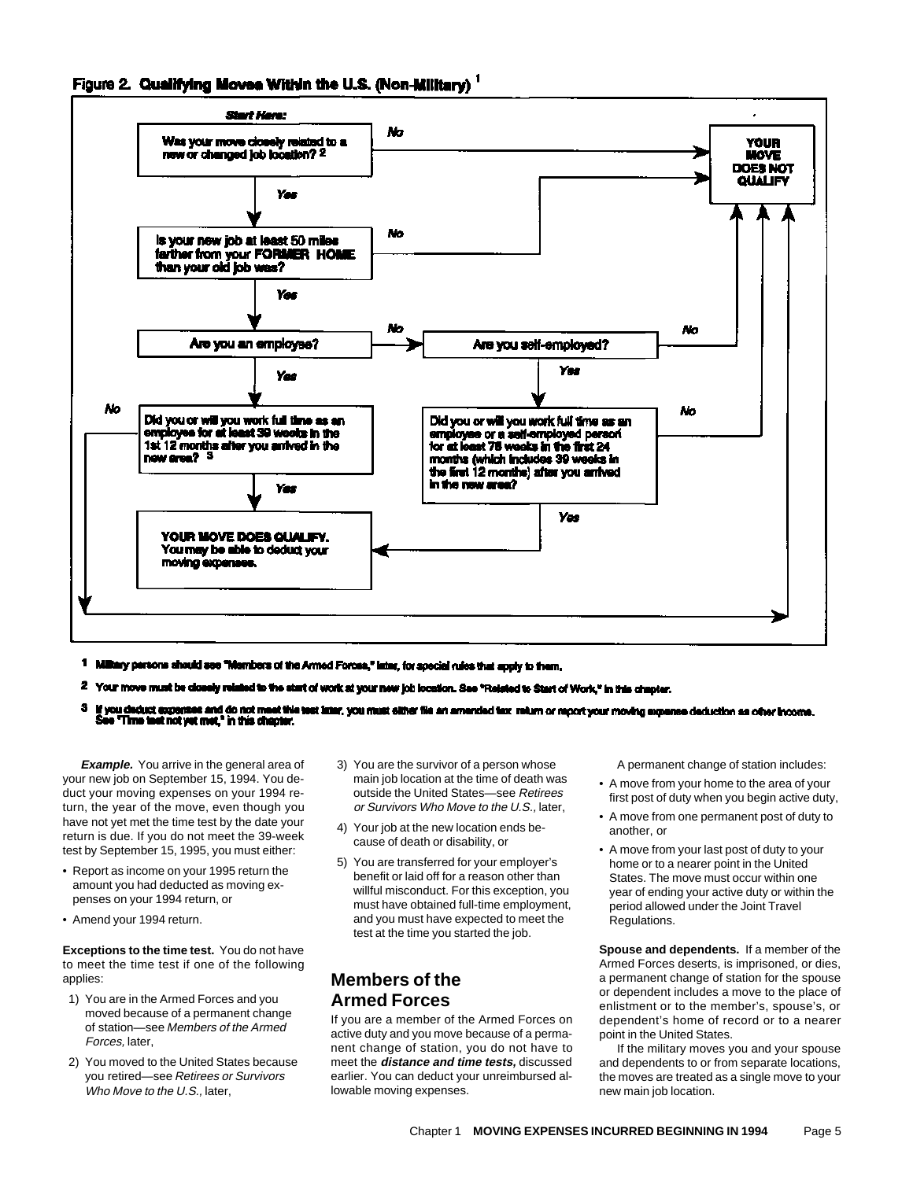**Figure 2. Qualifying Moves Within the U.S. (Non-Military)** [1]

**Start Here:**

- Was your move closely related to a new or changed job location? [2]
  - No → YOUR MOVE DOES NOT QUALIFY
  - Yes → Is your new job at least 50 miles farther from your FORMER HOME than your old job was?
    - No → YOUR MOVE DOES NOT QUALIFY
    - Yes → Are you an employee?
      - Yes → Did you or will you work full time as an employee for at least 39 weeks in the 1st 12 months after you arrived in the new area? [3]
        - Yes → YOUR MOVE DOES QUALIFY. You may be able to deduct your moving expenses.
        - No → YOUR MOVE DOES NOT QUALIFY
      - No → Are you self-employed?
        - No → YOUR MOVE DOES NOT QUALIFY
        - Yes → Did you or will you work full time as an employee or a self-employed person for at least 78 weeks in the first 24 months (which includes 39 weeks in the first 12 months) after you arrived in the new area?
          - Yes → YOUR MOVE DOES QUALIFY. You may be able to deduct your moving expenses.
          - No → YOUR MOVE DOES NOT QUALIFY

[1] Military persons should see "Members of the Armed Forces," later, for special rules that apply to them.

[2] Your move must be closely related to the start of work at your new job location. See "Related to Start of Work," in this chapter.

[3] If you deduct expenses and do not meet this test later, you must either file an amended tax return or report your moving expense deduction as other income. See "Time test not yet met," in this chapter.

***Example.*** You arrive in the general area of your new job on September 15, 1994. You deduct your moving expenses on your 1994 return, the year of the move, even though you have not yet met the time test by the date your return is due. If you do not meet the 39-week test by September 15, 1995, you must either:

- Report as income on your 1995 return the amount you had deducted as moving expenses on your 1994 return, or
- Amend your 1994 return.

**Exceptions to the time test.** You do not have to meet the time test if one of the following applies:

1) You are in the Armed Forces and you moved because of a permanent change of station—see *Members of the Armed Forces,* later,
2) You moved to the United States because you retired—see *Retirees or Survivors Who Move to the U.S.,* later,
3) You are the survivor of a person whose main job location at the time of death was outside the United States—see *Retirees or Survivors Who Move to the U.S.,* later,
4) Your job at the new location ends because of death or disability, or
5) You are transferred for your employer's benefit or laid off for a reason other than willful misconduct. For this exception, you must have obtained full-time employment, and you must have expected to meet the test at the time you started the job.

## Members of the Armed Forces

If you are a member of the Armed Forces on active duty and you move because of a permanent change of station, you do not have to meet the ***distance and time tests,*** discussed earlier. You can deduct your unreimbursed allowable moving expenses.

A permanent change of station includes:

- A move from your home to the area of your first post of duty when you begin active duty,
- A move from one permanent post of duty to another, or
- A move from your last post of duty to your home or to a nearer point in the United States. The move must occur within one year of ending your active duty or within the period allowed under the Joint Travel Regulations.

**Spouse and dependents.** If a member of the Armed Forces deserts, is imprisoned, or dies, a permanent change of station for the spouse or dependent includes a move to the place of enlistment or to the member's, spouse's, or dependent's home of record or to a nearer point in the United States.

If the military moves you and your spouse and dependents to or from separate locations, the moves are treated as a single move to your new main job location.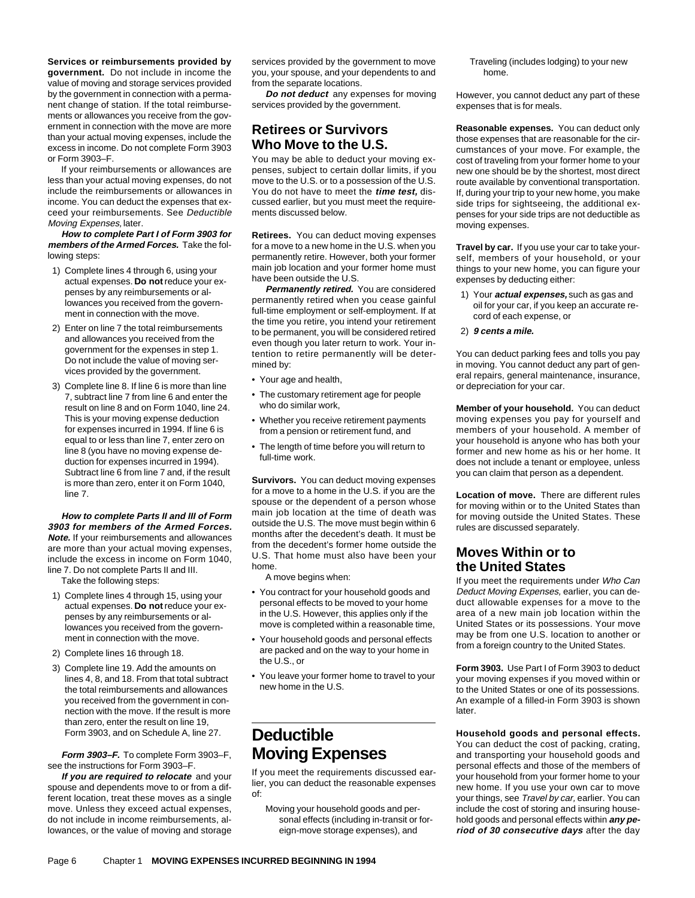**Services or reimbursements provided by government.** Do not include in income the value of moving and storage services provided by the government in connection with a permanent change of station. If the total reimbursements or allowances you receive from the government in connection with the move are more than your actual moving expenses, include the excess in income. Do not complete Form 3903 or Form 3903–F.

If your reimbursements or allowances are less than your actual moving expenses, do not include the reimbursements or allowances in income. You can deduct the expenses that exceed your reimbursements. See *Deductible Moving Expenses,* later.

***How to complete Part I of Form 3903 for members of the Armed Forces.*** Take the following steps:

1) Complete lines 4 through 6, using your actual expenses. **Do not** reduce your expenses by any reimbursements or allowances you received from the government in connection with the move.
2) Enter on line 7 the total reimbursements and allowances you received from the government for the expenses in step 1. Do not include the value of moving services provided by the government.
3) Complete line 8. If line 6 is more than line 7, subtract line 7 from line 6 and enter the result on line 8 and on Form 1040, line 24. This is your moving expense deduction for expenses incurred in 1994. If line 6 is equal to or less than line 7, enter zero on line 8 (you have no moving expense deduction for expenses incurred in 1994). Subtract line 6 from line 7 and, if the result is more than zero, enter it on Form 1040, line 7.

***How to complete Parts II and III of Form 3903 for members of the Armed Forces.*** ***Note.*** If your reimbursements and allowances are more than your actual moving expenses, include the excess in income on Form 1040, line 7. Do not complete Parts II and III.

Take the following steps:

1) Complete lines 4 through 15, using your actual expenses. **Do not** reduce your expenses by any reimbursements or allowances you received from the government in connection with the move.
2) Complete lines 16 through 18.
3) Complete line 19. Add the amounts on lines 4, 8, and 18. From that total subtract the total reimbursements and allowances you received from the government in connection with the move. If the result is more than zero, enter the result on line 19, Form 3903, and on Schedule A, line 27.

***Form 3903–F.*** To complete Form 3903–F, see the instructions for Form 3903–F.

***If you are required to relocate*** and your spouse and dependents move to or from a different location, treat these moves as a single move. Unless they exceed actual expenses, do not include in income reimbursements, allowances, or the value of moving and storage services provided by the government to move you, your spouse, and your dependents to and from the separate locations.

***Do not deduct*** any expenses for moving services provided by the government.

## Retirees or Survivors Who Move to the U.S.

You may be able to deduct your moving expenses, subject to certain dollar limits, if you move to the U.S. or to a possession of the U.S. You do not have to meet the ***time test,*** discussed earlier, but you must meet the requirements discussed below.

**Retirees.** You can deduct moving expenses for a move to a new home in the U.S. when you permanently retire. However, both your former main job location and your former home must have been outside the U.S.

***Permanently retired.*** You are considered permanently retired when you cease gainful full-time employment or self-employment. If at the time you retire, you intend your retirement to be permanent, you will be considered retired even though you later return to work. Your intention to retire permanently will be determined by:

- Your age and health,
- The customary retirement age for people who do similar work,
- Whether you receive retirement payments from a pension or retirement fund, and
- The length of time before you will return to full-time work.

**Survivors.** You can deduct moving expenses for a move to a home in the U.S. if you are the spouse or the dependent of a person whose main job location at the time of death was outside the U.S. The move must begin within 6 months after the decedent's death. It must be from the decedent's former home outside the U.S. That home must also have been your home.

A move begins when:

- You contract for your household goods and personal effects to be moved to your home in the U.S. However, this applies only if the move is completed within a reasonable time,
- Your household goods and personal effects are packed and on the way to your home in the U.S., or
- You leave your former home to travel to your new home in the U.S.

# Deductible Moving Expenses

If you meet the requirements discussed earlier, you can deduct the reasonable expenses of:

Moving your household goods and personal effects (including in-transit or foreign-move storage expenses), and

Traveling (includes lodging) to your new home.

However, you cannot deduct any part of these expenses that is for meals.

**Reasonable expenses.** You can deduct only those expenses that are reasonable for the circumstances of your move. For example, the cost of traveling from your former home to your new one should be by the shortest, most direct route available by conventional transportation. If, during your trip to your new home, you make side trips for sightseeing, the additional expenses for your side trips are not deductible as moving expenses.

**Travel by car.** If you use your car to take yourself, members of your household, or your things to your new home, you can figure your expenses by deducting either:

1) Your ***actual expenses,*** such as gas and oil for your car, if you keep an accurate record of each expense, or
2) ***9 cents a mile.***

You can deduct parking fees and tolls you pay in moving. You cannot deduct any part of general repairs, general maintenance, insurance, or depreciation for your car.

**Member of your household.** You can deduct moving expenses you pay for yourself and members of your household. A member of your household is anyone who has both your former and new home as his or her home. It does not include a tenant or employee, unless you can claim that person as a dependent.

**Location of move.** There are different rules for moving within or to the United States than for moving outside the United States. These rules are discussed separately.

## Moves Within or to the United States

If you meet the requirements under *Who Can Deduct Moving Expenses,* earlier, you can deduct allowable expenses for a move to the area of a new main job location within the United States or its possessions. Your move may be from one U.S. location to another or from a foreign country to the United States.

**Form 3903.** Use Part I of Form 3903 to deduct your moving expenses if you moved within or to the United States or one of its possessions. An example of a filled-in Form 3903 is shown later.

**Household goods and personal effects.** You can deduct the cost of packing, crating, and transporting your household goods and personal effects and those of the members of your household from your former home to your new home. If you use your own car to move your things, see *Travel by car,* earlier. You can include the cost of storing and insuring household goods and personal effects within ***any period of 30 consecutive days*** after the day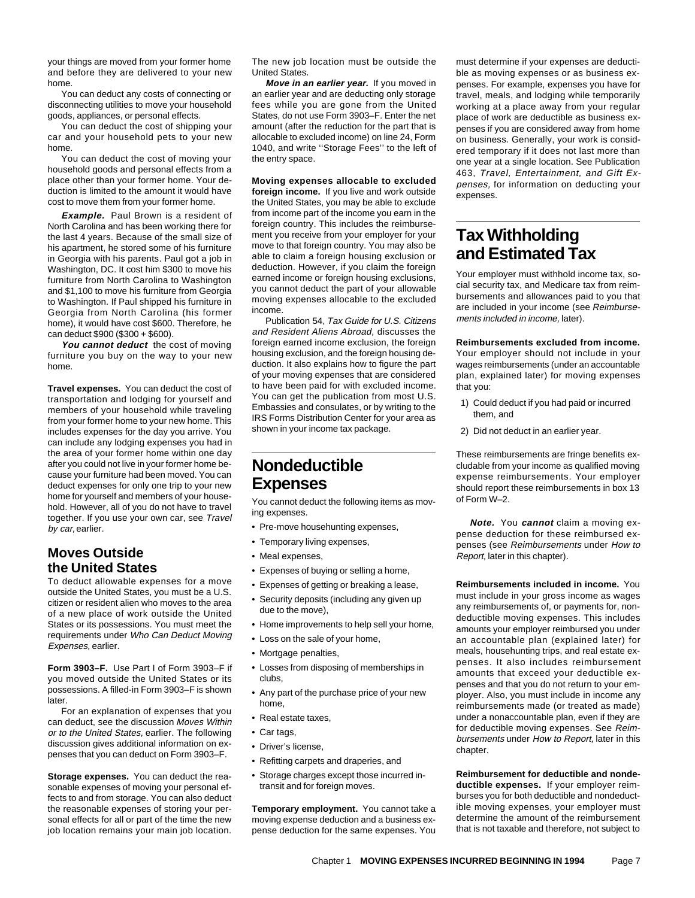your things are moved from your former home and before they are delivered to your new home.

You can deduct any costs of connecting or disconnecting utilities to move your household goods, appliances, or personal effects.

You can deduct the cost of shipping your car and your household pets to your new home.

You can deduct the cost of moving your household goods and personal effects from a place other than your former home. Your deduction is limited to the amount it would have cost to move them from your former home.

***Example.*** Paul Brown is a resident of North Carolina and has been working there for the last 4 years. Because of the small size of his apartment, he stored some of his furniture in Georgia with his parents. Paul got a job in Washington, DC. It cost him $300 to move his furniture from North Carolina to Washington and $1,100 to move his furniture from Georgia to Washington. If Paul shipped his furniture in Georgia from North Carolina (his former home), it would have cost $600. Therefore, he can deduct $900 ($300 + $600).

***You cannot deduct*** the cost of moving furniture you buy on the way to your new home.

**Travel expenses.** You can deduct the cost of transportation and lodging for yourself and members of your household while traveling from your former home to your new home. This includes expenses for the day you arrive. You can include any lodging expenses you had in the area of your former home within one day after you could not live in your former home because your furniture had been moved. You can deduct expenses for only one trip to your new home for yourself and members of your household. However, all of you do not have to travel together. If you use your own car, see *Travel by car,* earlier.

## Moves Outside the United States

To deduct allowable expenses for a move outside the United States, you must be a U.S. citizen or resident alien who moves to the area of a new place of work outside the United States or its possessions. You must meet the requirements under *Who Can Deduct Moving Expenses,* earlier.

**Form 3903–F.** Use Part I of Form 3903–F if you moved outside the United States or its possessions. A filled-in Form 3903–F is shown later.

For an explanation of expenses that you can deduct, see the discussion *Moves Within or to the United States,* earlier. The following discussion gives additional information on expenses that you can deduct on Form 3903–F.

**Storage expenses.** You can deduct the reasonable expenses of moving your personal effects to and from storage. You can also deduct the reasonable expenses of storing your personal effects for all or part of the time the new job location remains your main job location. The new job location must be outside the United States.

***Move in an earlier year.*** If you moved in an earlier year and are deducting only storage fees while you are gone from the United States, do not use Form 3903–F. Enter the net amount (after the reduction for the part that is allocable to excluded income) on line 24, Form 1040, and write ''Storage Fees'' to the left of the entry space.

**Moving expenses allocable to excluded foreign income.** If you live and work outside the United States, you may be able to exclude from income part of the income you earn in the foreign country. This includes the reimbursement you receive from your employer for your move to that foreign country. You may also be able to claim a foreign housing exclusion or deduction. However, if you claim the foreign earned income or foreign housing exclusions, you cannot deduct the part of your allowable moving expenses allocable to the excluded income.

Publication 54, *Tax Guide for U.S. Citizens and Resident Aliens Abroad,* discusses the foreign earned income exclusion, the foreign housing exclusion, and the foreign housing deduction. It also explains how to figure the part of your moving expenses that are considered to have been paid for with excluded income. You can get the publication from most U.S. Embassies and consulates, or by writing to the IRS Forms Distribution Center for your area as shown in your income tax package.

# Nondeductible Expenses

You cannot deduct the following items as moving expenses.

- Pre-move househunting expenses,
- Temporary living expenses,
- Meal expenses,
- Expenses of buying or selling a home,
- Expenses of getting or breaking a lease,
- Security deposits (including any given up due to the move),
- Home improvements to help sell your home,
- Loss on the sale of your home,
- Mortgage penalties,
- Losses from disposing of memberships in clubs,
- Any part of the purchase price of your new home,
- Real estate taxes,
- Car tags,
- Driver's license,
- Refitting carpets and draperies, and
- Storage charges except those incurred in-transit and for foreign moves.

**Temporary employment.** You cannot take a moving expense deduction and a business expense deduction for the same expenses. You must determine if your expenses are deductible as moving expenses or as business expenses. For example, expenses you have for travel, meals, and lodging while temporarily working at a place away from your regular place of work are deductible as business expenses if you are considered away from home on business. Generally, your work is considered temporary if it does not last more than one year at a single location. See Publication 463, *Travel, Entertainment, and Gift Expenses,* for information on deducting your expenses.

# Tax Withholding and Estimated Tax

Your employer must withhold income tax, social security tax, and Medicare tax from reimbursements and allowances paid to you that are included in your income (see *Reimbursements included in income,* later).

**Reimbursements excluded from income.** Your employer should not include in your wages reimbursements (under an accountable plan, explained later) for moving expenses that you:

1) Could deduct if you had paid or incurred them, and
2) Did not deduct in an earlier year.

These reimbursements are fringe benefits excludable from your income as qualified moving expense reimbursements. Your employer should report these reimbursements in box 13 of Form W–2.

***Note.*** You ***cannot*** claim a moving expense deduction for these reimbursed expenses (see *Reimbursements* under *How to Report,* later in this chapter).

**Reimbursements included in income.** You must include in your gross income as wages any reimbursements of, or payments for, nondeductible moving expenses. This includes amounts your employer reimbursed you under an accountable plan (explained later) for meals, househunting trips, and real estate expenses. It also includes reimbursement amounts that exceed your deductible expenses and that you do not return to your employer. Also, you must include in income any reimbursements made (or treated as made) under a nonaccountable plan, even if they are for deductible moving expenses. See *Reimbursements* under *How to Report,* later in this chapter.

**Reimbursement for deductible and nondeductible expenses.** If your employer reimburses you for both deductible and nondeductible moving expenses, your employer must determine the amount of the reimbursement that is not taxable and therefore, not subject to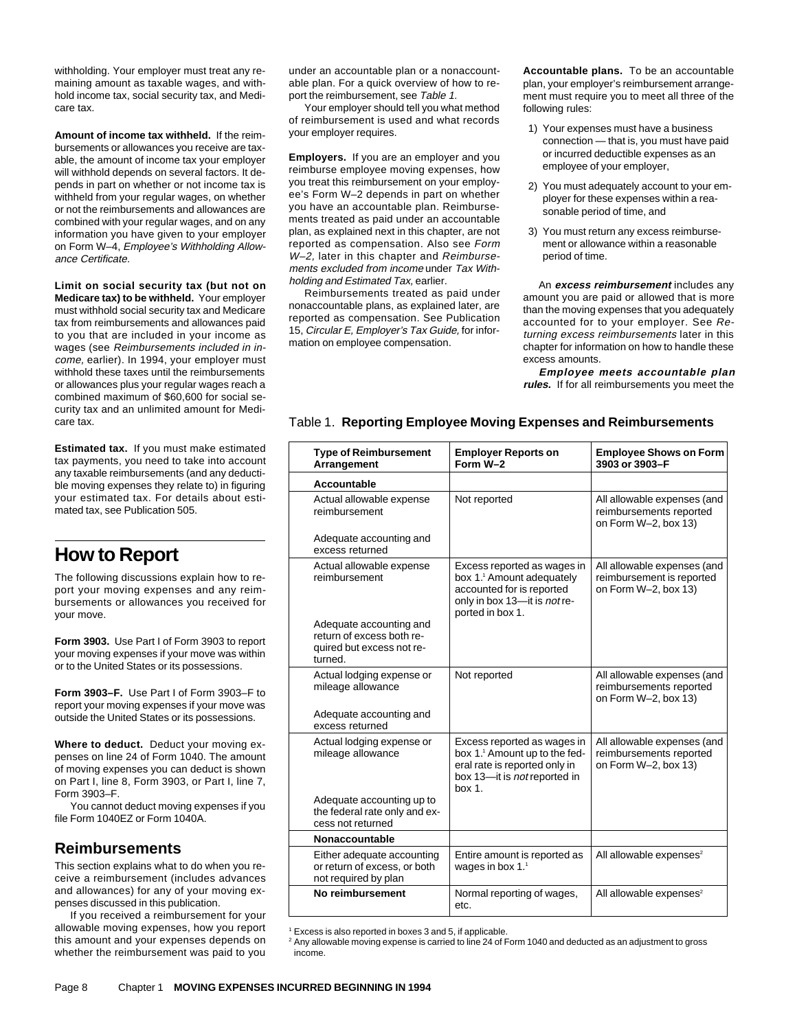withholding. Your employer must treat any remaining amount as taxable wages, and withhold income tax, social security tax, and Medicare tax.

**Amount of income tax withheld.** If the reimbursements or allowances you receive are taxable, the amount of income tax your employer will withhold depends on several factors. It depends in part on whether or not income tax is withheld from your regular wages, on whether or not the reimbursements and allowances are combined with your regular wages, and on any information you have given to your employer on Form W–4, *Employee's Withholding Allowance Certificate.*

**Limit on social security tax (but not on Medicare tax) to be withheld.** Your employer must withhold social security tax and Medicare tax from reimbursements and allowances paid to you that are included in your income as wages (see *Reimbursements included in income,* earlier). In 1994, your employer must withhold these taxes until the reimbursements or allowances plus your regular wages reach a combined maximum of $60,600 for social security tax and an unlimited amount for Medicare tax.

**Estimated tax.** If you must make estimated tax payments, you need to take into account any taxable reimbursements (and any deductible moving expenses they relate to) in figuring your estimated tax. For details about estimated tax, see Publication 505.

## How to Report

The following discussions explain how to report your moving expenses and any reimbursements or allowances you received for your move.

**Form 3903.** Use Part I of Form 3903 to report your moving expenses if your move was within or to the United States or its possessions.

**Form 3903–F.** Use Part I of Form 3903–F to report your moving expenses if your move was outside the United States or its possessions.

**Where to deduct.** Deduct your moving expenses on line 24 of Form 1040. The amount of moving expenses you can deduct is shown on Part I, line 8, Form 3903, or Part I, line 7, Form 3903–F.

You cannot deduct moving expenses if you file Form 1040EZ or Form 1040A.

## Reimbursements

This section explains what to do when you receive a reimbursement (includes advances and allowances) for any of your moving expenses discussed in this publication.

If you received a reimbursement for your allowable moving expenses, how you report this amount and your expenses depends on whether the reimbursement was paid to you under an accountable plan or a nonaccountable plan. For a quick overview of how to report the reimbursement, see *Table 1.*

Your employer should tell you what method of reimbursement is used and what records your employer requires.

**Employers.** If you are an employer and you reimburse employee moving expenses, how you treat this reimbursement on your employee's Form W–2 depends in part on whether you have an accountable plan. Reimbursements treated as paid under an accountable plan, as explained next in this chapter, are not reported as compensation. Also see *Form W–2,* later in this chapter and *Reimbursements excluded from income* under *Tax Withholding and Estimated Tax,* earlier.

Reimbursements treated as paid under nonaccountable plans, as explained later, are reported as compensation. See Publication 15, *Circular E, Employer's Tax Guide,* for information on employee compensation.

**Accountable plans.** To be an accountable plan, your employer's reimbursement arrangement must require you to meet all three of the following rules:

1) Your expenses must have a business connection — that is, you must have paid or incurred deductible expenses as an employee of your employer,
2) You must adequately account to your employer for these expenses within a reasonable period of time, and
3) You must return any excess reimbursement or allowance within a reasonable period of time.

An ***excess reimbursement*** includes any amount you are paid or allowed that is more than the moving expenses that you adequately accounted for to your employer. See *Returning excess reimbursements* later in this chapter for information on how to handle these excess amounts.

***Employee meets accountable plan rules.*** If for all reimbursements you meet the

Table 1. **Reporting Employee Moving Expenses and Reimbursements**

| Type of Reimbursement Arrangement | Employer Reports on Form W–2 | Employee Shows on Form 3903 or 3903–F |
|---|---|---|
| **Accountable** | | |
| Actual allowable expense reimbursement<br><br>Adequate accounting and excess returned | Not reported | All allowable expenses (and reimbursements reported on Form W–2, box 13) |
| Actual allowable expense reimbursement<br><br>Adequate accounting and return of excess both required but excess not returned. | Excess reported as wages in box 1.[1] Amount adequately accounted for is reported only in box 13—it is *not* reported in box 1. | All allowable expenses (and reimbursement is reported on Form W–2, box 13) |
| Actual lodging expense or mileage allowance<br><br>Adequate accounting and excess returned | Not reported | All allowable expenses (and reimbursements reported on Form W–2, box 13) |
| Actual lodging expense or mileage allowance<br><br>Adequate accounting up to the federal rate only and excess not returned | Excess reported as wages in box 1.[1] Amount up to the federal rate is reported only in box 13—it is *not* reported in box 1. | All allowable expenses (and reimbursements reported on Form W–2, box 13) |
| **Nonaccountable** | | |
| Either adequate accounting or return of excess, or both not required by plan | Entire amount is reported as wages in box 1.[1] | All allowable expenses[2] |
| **No reimbursement** | Normal reporting of wages, etc. | All allowable expenses[2] |

[1] Excess is also reported in boxes 3 and 5, if applicable.
[2] Any allowable moving expense is carried to line 24 of Form 1040 and deducted as an adjustment to gross income.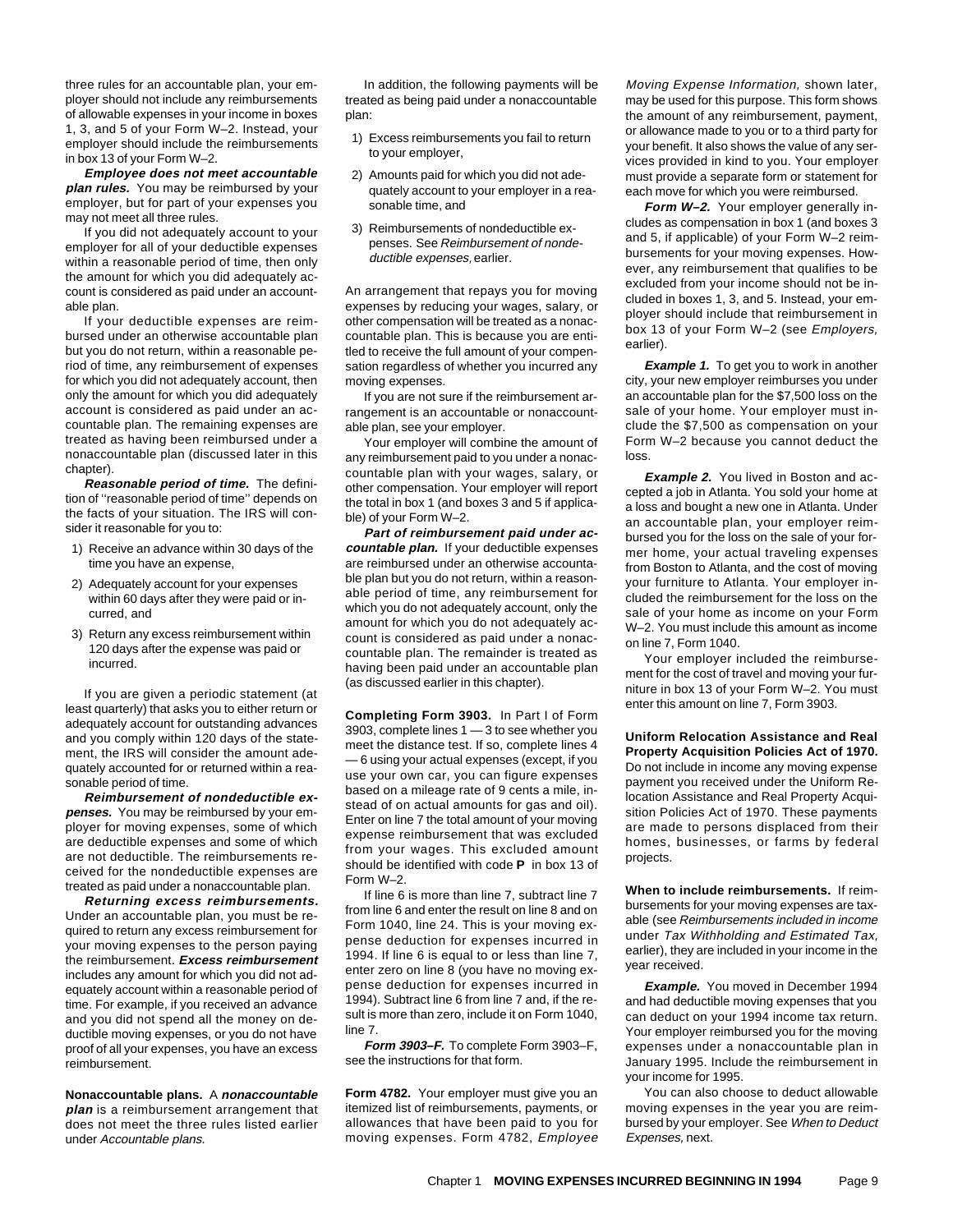three rules for an accountable plan, your employer should not include any reimbursements of allowable expenses in your income in boxes 1, 3, and 5 of your Form W–2. Instead, your employer should include the reimbursements in box 13 of your Form W–2.

***Employee does not meet accountable plan rules.*** You may be reimbursed by your employer, but for part of your expenses you may not meet all three rules.

If you did not adequately account to your employer for all of your deductible expenses within a reasonable period of time, then only the amount for which you did adequately account is considered as paid under an accountable plan.

If your deductible expenses are reimbursed under an otherwise accountable plan but you do not return, within a reasonable period of time, any reimbursement of expenses for which you did not adequately account, then only the amount for which you did adequately account is considered as paid under an accountable plan. The remaining expenses are treated as having been reimbursed under a nonaccountable plan (discussed later in this chapter).

***Reasonable period of time.*** The definition of "reasonable period of time" depends on the facts of your situation. The IRS will consider it reasonable for you to:

1) Receive an advance within 30 days of the time you have an expense,
2) Adequately account for your expenses within 60 days after they were paid or incurred, and
3) Return any excess reimbursement within 120 days after the expense was paid or incurred.

If you are given a periodic statement (at least quarterly) that asks you to either return or adequately account for outstanding advances and you comply within 120 days of the statement, the IRS will consider the amount adequately accounted for or returned within a reasonable period of time.

***Reimbursement of nondeductible expenses.*** You may be reimbursed by your employer for moving expenses, some of which are deductible expenses and some of which are not deductible. The reimbursements received for the nondeductible expenses are treated as paid under a nonaccountable plan.

***Returning excess reimbursements.*** Under an accountable plan, you must be required to return any excess reimbursement for your moving expenses to the person paying the reimbursement. ***Excess reimbursement*** includes any amount for which you did not adequately account within a reasonable period of time. For example, if you received an advance and you did not spend all the money on deductible moving expenses, or you do not have proof of all your expenses, you have an excess reimbursement.

**Nonaccountable plans.** A ***nonaccountable plan*** is a reimbursement arrangement that does not meet the three rules listed earlier under *Accountable plans.*

In addition, the following payments will be treated as being paid under a nonaccountable plan:

1) Excess reimbursements you fail to return to your employer,
2) Amounts paid for which you did not adequately account to your employer in a reasonable time, and
3) Reimbursements of nondeductible expenses. See *Reimbursement of nondeductible expenses,* earlier.

An arrangement that repays you for moving expenses by reducing your wages, salary, or other compensation will be treated as a nonaccountable plan. This is because you are entitled to receive the full amount of your compensation regardless of whether you incurred any moving expenses.

If you are not sure if the reimbursement arrangement is an accountable or nonaccountable plan, see your employer.

Your employer will combine the amount of any reimbursement paid to you under a nonaccountable plan with your wages, salary, or other compensation. Your employer will report the total in box 1 (and boxes 3 and 5 if applicable) of your Form W–2.

***Part of reimbursement paid under accountable plan.*** If your deductible expenses are reimbursed under an otherwise accountable plan but you do not return, within a reasonable period of time, any reimbursement for which you do not adequately account, only the amount for which you do not adequately account is considered as paid under a nonaccountable plan. The remainder is treated as having been paid under an accountable plan (as discussed earlier in this chapter).

**Completing Form 3903.** In Part I of Form 3903, complete lines 1 — 3 to see whether you meet the distance test. If so, complete lines 4 — 6 using your actual expenses (except, if you use your own car, you can figure expenses based on a mileage rate of 9 cents a mile, instead of on actual amounts for gas and oil). Enter on line 7 the total amount of your moving expense reimbursement that was excluded from your wages. This excluded amount should be identified with code **P** in box 13 of Form W–2.

If line 6 is more than line 7, subtract line 7 from line 6 and enter the result on line 8 and on Form 1040, line 24. This is your moving expense deduction for expenses incurred in 1994. If line 6 is equal to or less than line 7, enter zero on line 8 (you have no moving expense deduction for expenses incurred in 1994). Subtract line 6 from line 7 and, if the result is more than zero, include it on Form 1040, line 7.

***Form 3903–F.*** To complete Form 3903–F, see the instructions for that form.

**Form 4782.** Your employer must give you an itemized list of reimbursements, payments, or allowances that have been paid to you for moving expenses. Form 4782, *Employee Moving Expense Information,* shown later, may be used for this purpose. This form shows the amount of any reimbursement, payment, or allowance made to you or to a third party for your benefit. It also shows the value of any services provided in kind to you. Your employer must provide a separate form or statement for each move for which you were reimbursed.

***Form W–2.*** Your employer generally includes as compensation in box 1 (and boxes 3 and 5, if applicable) of your Form W–2 reimbursements for your moving expenses. However, any reimbursement that qualifies to be excluded from your income should not be included in boxes 1, 3, and 5. Instead, your employer should include that reimbursement in box 13 of your Form W–2 (see *Employers,* earlier).

***Example 1.*** To get you to work in another city, your new employer reimburses you under an accountable plan for the $7,500 loss on the sale of your home. Your employer must include the $7,500 as compensation on your Form W–2 because you cannot deduct the loss.

***Example 2.*** You lived in Boston and accepted a job in Atlanta. You sold your home at a loss and bought a new one in Atlanta. Under an accountable plan, your employer reimbursed you for the loss on the sale of your former home, your actual traveling expenses from Boston to Atlanta, and the cost of moving your furniture to Atlanta. Your employer included the reimbursement for the loss on the sale of your home as income on your Form W–2. You must include this amount as income on line 7, Form 1040.

Your employer included the reimbursement for the cost of travel and moving your furniture in box 13 of your Form W–2. You must enter this amount on line 7, Form 3903.

**Uniform Relocation Assistance and Real Property Acquisition Policies Act of 1970.** Do not include in income any moving expense payment you received under the Uniform Relocation Assistance and Real Property Acquisition Policies Act of 1970. These payments are made to persons displaced from their homes, businesses, or farms by federal projects.

**When to include reimbursements.** If reimbursements for your moving expenses are taxable (see *Reimbursements included in income* under *Tax Withholding and Estimated Tax,* earlier), they are included in your income in the year received.

***Example.*** You moved in December 1994 and had deductible moving expenses that you can deduct on your 1994 income tax return. Your employer reimbursed you for the moving expenses under a nonaccountable plan in January 1995. Include the reimbursement in your income for 1995.

You can also choose to deduct allowable moving expenses in the year you are reimbursed by your employer. See *When to Deduct Expenses,* next.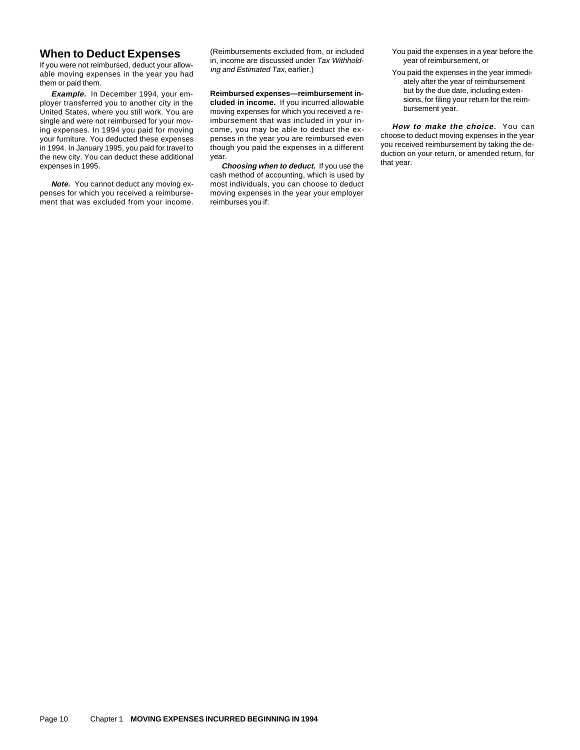## When to Deduct Expenses

If you were not reimbursed, deduct your allowable moving expenses in the year you had them or paid them.

***Example.*** In December 1994, your employer transferred you to another city in the United States, where you still work. You are single and were not reimbursed for your moving expenses. In 1994 you paid for moving your furniture. You deducted these expenses in 1994. In January 1995, you paid for travel to the new city. You can deduct these additional expenses in 1995.

***Note.*** You cannot deduct any moving expenses for which you received a reimbursement that was excluded from your income. (Reimbursements excluded from, or included in, income are discussed under *Tax Withholding and Estimated Tax,* earlier.)

**Reimbursed expenses—reimbursement included in income.** If you incurred allowable moving expenses for which you received a reimbursement that was included in your income, you may be able to deduct the expenses in the year you are reimbursed even though you paid the expenses in a different year.

***Choosing when to deduct.*** If you use the cash method of accounting, which is used by most individuals, you can choose to deduct moving expenses in the year your employer reimburses you if:

- You paid the expenses in a year before the year of reimbursement, or
- You paid the expenses in the year immediately after the year of reimbursement but by the due date, including extensions, for filing your return for the reimbursement year.

***How to make the choice.*** You can choose to deduct moving expenses in the year you received reimbursement by taking the deduction on your return, or amended return, for that year.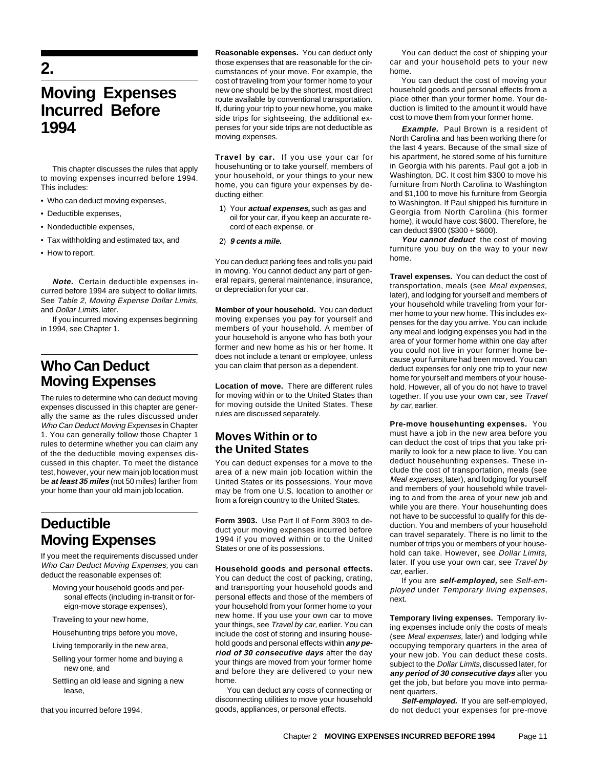# 2. Moving Expenses Incurred Before 1994

This chapter discusses the rules that apply to moving expenses incurred before 1994. This includes:

- Who can deduct moving expenses,
- Deductible expenses,
- Nondeductible expenses,
- Tax withholding and estimated tax, and
- How to report.

***Note.*** Certain deductible expenses incurred before 1994 are subject to dollar limits. See *Table 2, Moving Expense Dollar Limits,* and *Dollar Limits,* later.

If you incurred moving expenses beginning in 1994, see Chapter 1.

## Who Can Deduct Moving Expenses

The rules to determine who can deduct moving expenses discussed in this chapter are generally the same as the rules discussed under *Who Can Deduct Moving Expenses* in Chapter 1. You can generally follow those Chapter 1 rules to determine whether you can claim any of the the deductible moving expenses discussed in this chapter. To meet the distance test, however, your new main job location must be ***at least 35 miles*** (not 50 miles) farther from your home than your old main job location.

## Deductible Moving Expenses

If you meet the requirements discussed under *Who Can Deduct Moving Expenses,* you can deduct the reasonable expenses of:

Moving your household goods and personal effects (including in-transit or foreign-move storage expenses),

Traveling to your new home,

Househunting trips before you move,

Living temporarily in the new area,

Selling your former home and buying a new one, and

Settling an old lease and signing a new lease,

that you incurred before 1994.

**Reasonable expenses.** You can deduct only those expenses that are reasonable for the circumstances of your move. For example, the cost of traveling from your former home to your new one should be by the shortest, most direct route available by conventional transportation. If, during your trip to your new home, you make side trips for sightseeing, the additional expenses for your side trips are not deductible as moving expenses.

**Travel by car.** If you use your car for househunting or to take yourself, members of your household, or your things to your new home, you can figure your expenses by deducting either:

1) Your ***actual expenses,*** such as gas and oil for your car, if you keep an accurate record of each expense, or
2) ***9 cents a mile.***

You can deduct parking fees and tolls you paid in moving. You cannot deduct any part of general repairs, general maintenance, insurance, or depreciation for your car.

**Member of your household.** You can deduct moving expenses you pay for yourself and members of your household. A member of your household is anyone who has both your former and new home as his or her home. It does not include a tenant or employee, unless you can claim that person as a dependent.

**Location of move.** There are different rules for moving within or to the United States than for moving outside the United States. These rules are discussed separately.

## Moves Within or to the United States

You can deduct expenses for a move to the area of a new main job location within the United States or its possessions. Your move may be from one U.S. location to another or from a foreign country to the United States.

**Form 3903.** Use Part II of Form 3903 to deduct your moving expenses incurred before 1994 if you moved within or to the United States or one of its possessions.

**Household goods and personal effects.** You can deduct the cost of packing, crating, and transporting your household goods and personal effects and those of the members of your household from your former home to your new home. If you use your own car to move your things, see *Travel by car,* earlier. You can include the cost of storing and insuring household goods and personal effects within ***any period of 30 consecutive days*** after the day your things are moved from your former home and before they are delivered to your new home.

You can deduct any costs of connecting or disconnecting utilities to move your household goods, appliances, or personal effects.

You can deduct the cost of shipping your car and your household pets to your new home.

You can deduct the cost of moving your household goods and personal effects from a place other than your former home. Your deduction is limited to the amount it would have cost to move them from your former home.

***Example.*** Paul Brown is a resident of North Carolina and has been working there for the last 4 years. Because of the small size of his apartment, he stored some of his furniture in Georgia with his parents. Paul got a job in Washington, DC. It cost him $300 to move his furniture from North Carolina to Washington and $1,100 to move his furniture from Georgia to Washington. If Paul shipped his furniture in Georgia from North Carolina (his former home), it would have cost $600. Therefore, he can deduct $900 ($300 + $600).

***You cannot deduct*** the cost of moving furniture you buy on the way to your new home.

**Travel expenses.** You can deduct the cost of transportation, meals (see *Meal expenses,* later), and lodging for yourself and members of your household while traveling from your former home to your new home. This includes expenses for the day you arrive. You can include any meal and lodging expenses you had in the area of your former home within one day after you could not live in your former home because your furniture had been moved. You can deduct expenses for only one trip to your new home for yourself and members of your household. However, all of you do not have to travel together. If you use your own car, see *Travel by car,* earlier.

**Pre-move househunting expenses.** You must have a job in the new area before you can deduct the cost of trips that you take primarily to look for a new place to live. You can deduct househunting expenses. These include the cost of transportation, meals (see *Meal expenses,* later), and lodging for yourself and members of your household while traveling to and from the area of your new job and while you are there. Your househunting does not have to be successful to qualify for this deduction. You and members of your household can travel separately. There is no limit to the number of trips you or members of your household can take. However, see *Dollar Limits,* later. If you use your own car, see *Travel by car,* earlier.

If you are ***self-employed,*** see *Self-employed* under *Temporary living expenses,* next.

**Temporary living expenses.** Temporary living expenses include only the costs of meals (see *Meal expenses,* later) and lodging while occupying temporary quarters in the area of your new job. You can deduct these costs, subject to the *Dollar Limits,* discussed later, for ***any period of 30 consecutive days*** after you get the job, but before you move into permanent quarters.

***Self-employed.*** If you are self-employed, do not deduct your expenses for pre-move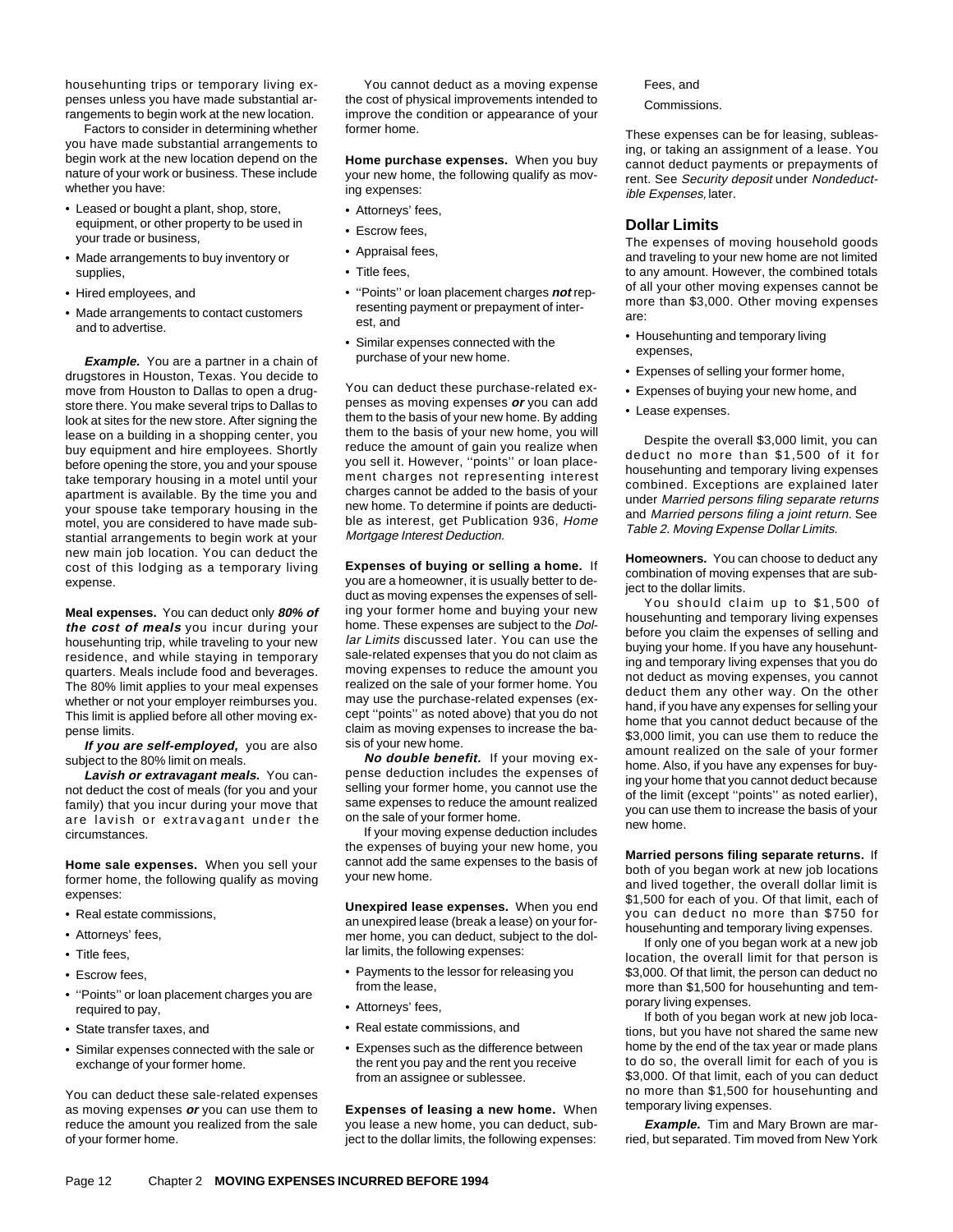househunting trips or temporary living expenses unless you have made substantial arrangements to begin work at the new location.

Factors to consider in determining whether you have made substantial arrangements to begin work at the new location depend on the nature of your work or business. These include whether you have:

- Leased or bought a plant, shop, store, equipment, or other property to be used in your trade or business,
- Made arrangements to buy inventory or supplies,
- Hired employees, and
- Made arrangements to contact customers and to advertise.

***Example.*** You are a partner in a chain of drugstores in Houston, Texas. You decide to move from Houston to Dallas to open a drugstore there. You make several trips to Dallas to look at sites for the new store. After signing the lease on a building in a shopping center, you buy equipment and hire employees. Shortly before opening the store, you and your spouse take temporary housing in a motel until your apartment is available. By the time you and your spouse take temporary housing in the motel, you are considered to have made substantial arrangements to begin work at your new main job location. You can deduct the cost of this lodging as a temporary living expense.

**Meal expenses.** You can deduct only ***80% of the cost of meals*** you incur during your househunting trip, while traveling to your new residence, and while staying in temporary quarters. Meals include food and beverages. The 80% limit applies to your meal expenses whether or not your employer reimburses you. This limit is applied before all other moving expense limits.

***If you are self-employed,*** you are also subject to the 80% limit on meals.

***Lavish or extravagant meals.*** You cannot deduct the cost of meals (for you and your family) that you incur during your move that are lavish or extravagant under the circumstances.

**Home sale expenses.** When you sell your former home, the following qualify as moving expenses:

- Real estate commissions,
- Attorneys' fees,
- Title fees,
- Escrow fees,
- ''Points'' or loan placement charges you are required to pay,
- State transfer taxes, and
- Similar expenses connected with the sale or exchange of your former home.

You can deduct these sale-related expenses as moving expenses ***or*** you can use them to reduce the amount you realized from the sale of your former home.

You cannot deduct as a moving expense the cost of physical improvements intended to improve the condition or appearance of your former home.

**Home purchase expenses.** When you buy your new home, the following qualify as moving expenses:

- Attorneys' fees,
- Escrow fees,
- Appraisal fees,
- Title fees,
- ''Points'' or loan placement charges ***not*** representing payment or prepayment of interest, and
- Similar expenses connected with the purchase of your new home.

You can deduct these purchase-related expenses as moving expenses ***or*** you can add them to the basis of your new home. By adding them to the basis of your new home, you will reduce the amount of gain you realize when you sell it. However, ''points'' or loan placement charges not representing interest charges cannot be added to the basis of your new home. To determine if points are deductible as interest, get Publication 936, *Home Mortgage Interest Deduction.*

**Expenses of buying or selling a home.** If you are a homeowner, it is usually better to deduct as moving expenses the expenses of selling your former home and buying your new home. These expenses are subject to the *Dollar Limits* discussed later. You can use the sale-related expenses that you do not claim as moving expenses to reduce the amount you realized on the sale of your former home. You may use the purchase-related expenses (except ''points'' as noted above) that you do not claim as moving expenses to increase the basis of your new home.

***No double benefit.*** If your moving expense deduction includes the expenses of selling your former home, you cannot use the same expenses to reduce the amount realized on the sale of your former home.

If your moving expense deduction includes the expenses of buying your new home, you cannot add the same expenses to the basis of your new home.

**Unexpired lease expenses.** When you end an unexpired lease (break a lease) on your former home, you can deduct, subject to the dollar limits, the following expenses:

- Payments to the lessor for releasing you from the lease,
- Attorneys' fees,
- Real estate commissions, and
- Expenses such as the difference between the rent you pay and the rent you receive from an assignee or sublessee.

**Expenses of leasing a new home.** When you lease a new home, you can deduct, subject to the dollar limits, the following expenses:

Fees, and

Commissions.

These expenses can be for leasing, subleasing, or taking an assignment of a lease. You cannot deduct payments or prepayments of rent. See *Security deposit* under *Nondeductible Expenses,* later.

## Dollar Limits

The expenses of moving household goods and traveling to your new home are not limited to any amount. However, the combined totals of all your other moving expenses cannot be more than $3,000. Other moving expenses are:

- Househunting and temporary living expenses,
- Expenses of selling your former home,
- Expenses of buying your new home, and
- Lease expenses.

Despite the overall $3,000 limit, you can deduct no more than $1,500 of it for househunting and temporary living expenses combined. Exceptions are explained later under *Married persons filing separate returns* and *Married persons filing a joint return.* See *Table 2. Moving Expense Dollar Limits.*

**Homeowners.** You can choose to deduct any combination of moving expenses that are subject to the dollar limits.

You should claim up to $1,500 of househunting and temporary living expenses before you claim the expenses of selling and buying your home. If you have any househunting and temporary living expenses that you do not deduct as moving expenses, you cannot deduct them any other way. On the other hand, if you have any expenses for selling your home that you cannot deduct because of the $3,000 limit, you can use them to reduce the amount realized on the sale of your former home. Also, if you have any expenses for buying your home that you cannot deduct because of the limit (except ''points'' as noted earlier), you can use them to increase the basis of your new home.

**Married persons filing separate returns.** If both of you began work at new job locations and lived together, the overall dollar limit is $1,500 for each of you. Of that limit, each of you can deduct no more than $750 for househunting and temporary living expenses.

If only one of you began work at a new job location, the overall limit for that person is $3,000. Of that limit, the person can deduct no more than $1,500 for househunting and temporary living expenses.

If both of you began work at new job locations, but you have not shared the same new home by the end of the tax year or made plans to do so, the overall limit for each of you is $3,000. Of that limit, each of you can deduct no more than $1,500 for househunting and temporary living expenses.

***Example.*** Tim and Mary Brown are married, but separated. Tim moved from New York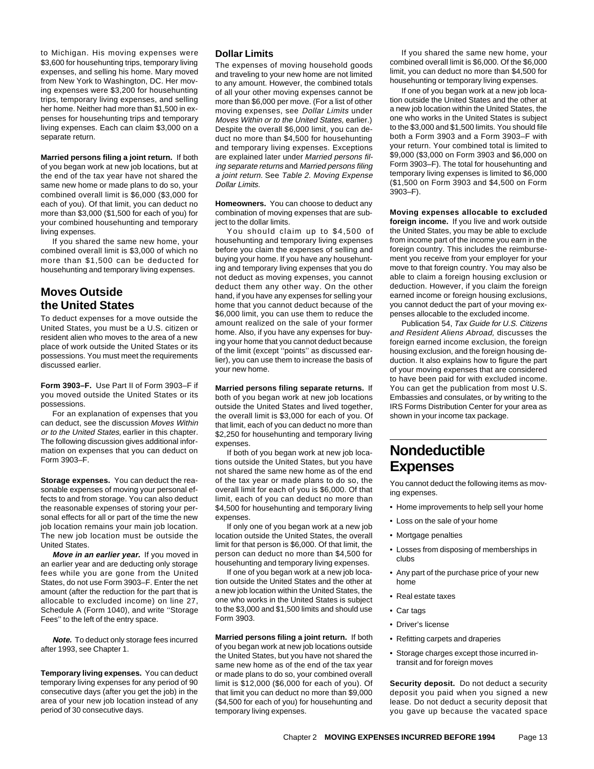to Michigan. His moving expenses were $3,600 for househunting trips, temporary living expenses, and selling his home. Mary moved from New York to Washington, DC. Her moving expenses were $3,200 for househunting trips, temporary living expenses, and selling her home. Neither had more than $1,500 in expenses for househunting trips and temporary living expenses. Each can claim $3,000 on a separate return.

**Married persons filing a joint return.** If both of you began work at new job locations, but at the end of the tax year have not shared the same new home or made plans to do so, your combined overall limit is $6,000 ($3,000 for each of you). Of that limit, you can deduct no more than $3,000 ($1,500 for each of you) for your combined househunting and temporary living expenses.

If you shared the same new home, your combined overall limit is $3,000 of which no more than $1,500 can be deducted for househunting and temporary living expenses.

# Moves Outside the United States

To deduct expenses for a move outside the United States, you must be a U.S. citizen or resident alien who moves to the area of a new place of work outside the United States or its possessions. You must meet the requirements discussed earlier.

**Form 3903–F.** Use Part II of Form 3903–F if you moved outside the United States or its possessions.

For an explanation of expenses that you can deduct, see the discussion *Moves Within or to the United States,* earlier in this chapter. The following discussion gives additional information on expenses that you can deduct on Form 3903–F.

**Storage expenses.** You can deduct the reasonable expenses of moving your personal effects to and from storage. You can also deduct the reasonable expenses of storing your personal effects for all or part of the time the new job location remains your main job location. The new job location must be outside the United States.

***Move in an earlier year.*** If you moved in an earlier year and are deducting only storage fees while you are gone from the United States, do not use Form 3903–F. Enter the net amount (after the reduction for the part that is allocable to excluded income) on line 27, Schedule A (Form 1040), and write ''Storage Fees'' to the left of the entry space.

***Note.*** To deduct only storage fees incurred after 1993, see Chapter 1.

**Temporary living expenses.** You can deduct temporary living expenses for any period of 90 consecutive days (after you get the job) in the area of your new job location instead of any period of 30 consecutive days.

## Dollar Limits

The expenses of moving household goods and traveling to your new home are not limited to any amount. However, the combined totals of all your other moving expenses cannot be more than $6,000 per move. (For a list of other moving expenses, see *Dollar Limits* under *Moves Within or to the United States,* earlier.) Despite the overall $6,000 limit, you can deduct no more than $4,500 for househunting and temporary living expenses. Exceptions are explained later under *Married persons filing separate returns* and *Married persons filing a joint return.* See *Table 2. Moving Expense Dollar Limits.*

**Homeowners.** You can choose to deduct any combination of moving expenses that are subject to the dollar limits.

You should claim up to $4,500 of househunting and temporary living expenses before you claim the expenses of selling and buying your home. If you have any househunting and temporary living expenses that you do not deduct as moving expenses, you cannot deduct them any other way. On the other hand, if you have any expenses for selling your home that you cannot deduct because of the $6,000 limit, you can use them to reduce the amount realized on the sale of your former home. Also, if you have any expenses for buying your home that you cannot deduct because of the limit (except ''points'' as discussed earlier), you can use them to increase the basis of your new home.

**Married persons filing separate returns.** If both of you began work at new job locations outside the United States and lived together, the overall limit is $3,000 for each of you. Of that limit, each of you can deduct no more than $2,250 for househunting and temporary living expenses.

If both of you began work at new job locations outside the United States, but you have not shared the same new home as of the end of the tax year or made plans to do so, the overall limit for each of you is $6,000. Of that limit, each of you can deduct no more than $4,500 for househunting and temporary living expenses.

If only one of you began work at a new job location outside the United States, the overall limit for that person is $6,000. Of that limit, the person can deduct no more than $4,500 for househunting and temporary living expenses.

If one of you began work at a new job location outside the United States and the other at a new job location within the United States, the one who works in the United States is subject to the $3,000 and $1,500 limits and should use Form 3903.

**Married persons filing a joint return.** If both of you began work at new job locations outside the United States, but you have not shared the same new home as of the end of the tax year or made plans to do so, your combined overall limit is $12,000 ($6,000 for each of you). Of that limit you can deduct no more than $9,000 ($4,500 for each of you) for househunting and temporary living expenses.

If you shared the same new home, your combined overall limit is $6,000. Of the $6,000 limit, you can deduct no more than $4,500 for househunting or temporary living expenses.

If one of you began work at a new job location outside the United States and the other at a new job location within the United States, the one who works in the United States is subject to the $3,000 and $1,500 limits. You should file both a Form 3903 and a Form 3903–F with your return. Your combined total is limited to $9,000 ($3,000 on Form 3903 and $6,000 on Form 3903–F). The total for househunting and temporary living expenses is limited to $6,000 ($1,500 on Form 3903 and $4,500 on Form 3903–F).

**Moving expenses allocable to excluded foreign income.** If you live and work outside the United States, you may be able to exclude from income part of the income you earn in the foreign country. This includes the reimbursement you receive from your employer for your move to that foreign country. You may also be able to claim a foreign housing exclusion or deduction. However, if you claim the foreign earned income or foreign housing exclusions, you cannot deduct the part of your moving expenses allocable to the excluded income.

Publication 54, *Tax Guide for U.S. Citizens and Resident Aliens Abroad,* discusses the foreign earned income exclusion, the foreign housing exclusion, and the foreign housing deduction. It also explains how to figure the part of your moving expenses that are considered to have been paid for with excluded income. You can get the publication from most U.S. Embassies and consulates, or by writing to the IRS Forms Distribution Center for your area as shown in your income tax package.

# Nondeductible Expenses

You cannot deduct the following items as moving expenses.

- Home improvements to help sell your home
- Loss on the sale of your home
- Mortgage penalties
- Losses from disposing of memberships in clubs
- Any part of the purchase price of your new home
- Real estate taxes
- Car tags
- Driver's license
- Refitting carpets and draperies
- Storage charges except those incurred in-transit and for foreign moves

**Security deposit.** Do not deduct a security deposit you paid when you signed a new lease. Do not deduct a security deposit that you gave up because the vacated space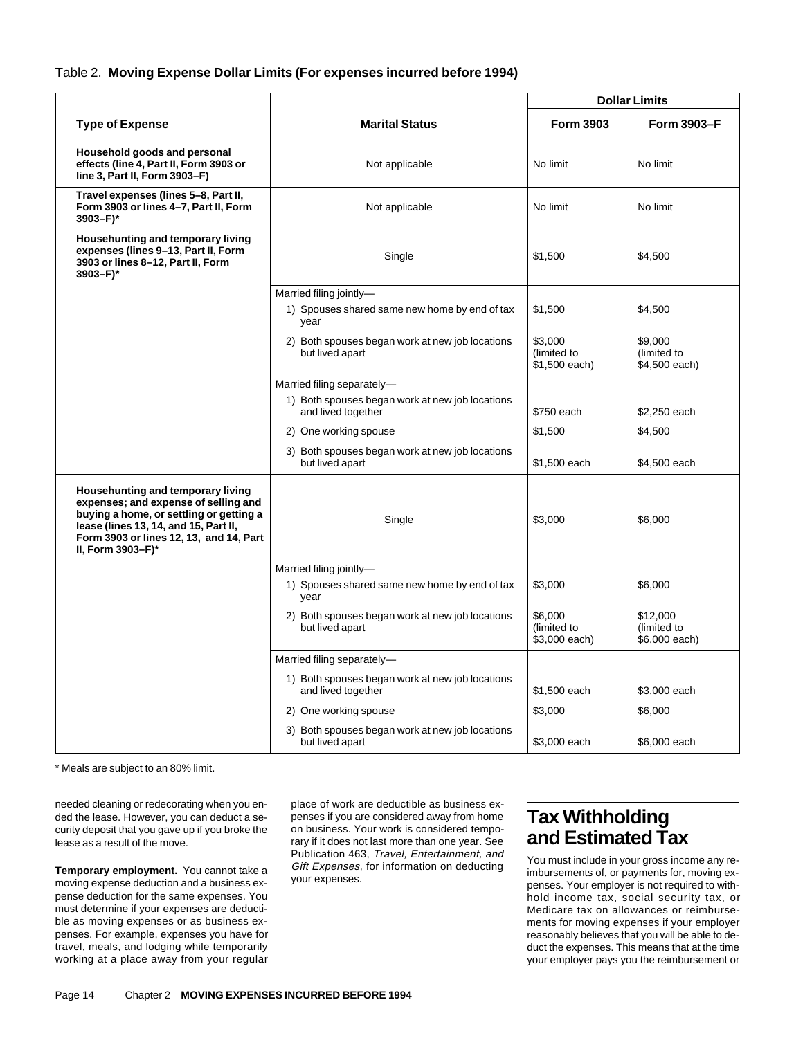Table 2. **Moving Expense Dollar Limits (For expenses incurred before 1994)**

| Type of Expense | Marital Status | Dollar Limits | |
|---|---|---|---|
| | | **Form 3903** | **Form 3903–F** |
| **Household goods and personal effects (line 4, Part II, Form 3903 or line 3, Part II, Form 3903–F)** | Not applicable | No limit | No limit |
| **Travel expenses (lines 5–8, Part II, Form 3903 or lines 4–7, Part II, Form 3903–F)*** | Not applicable | No limit | No limit |
| **Househunting and temporary living expenses (lines 9–13, Part II, Form 3903 or lines 8–12, Part II, Form 3903–F)*** | Single | $1,500 | $4,500 |
| | Married filing jointly— | | |
| | 1) Spouses shared same new home by end of tax year | $1,500 | $4,500 |
| | 2) Both spouses began work at new job locations but lived apart | $3,000 (limited to $1,500 each) | $9,000 (limited to $4,500 each) |
| | Married filing separately— | | |
| | 1) Both spouses began work at new job locations and lived together | $750 each | $2,250 each |
| | 2) One working spouse | $1,500 | $4,500 |
| | 3) Both spouses began work at new job locations but lived apart | $1,500 each | $4,500 each |
| **Househunting and temporary living expenses; and expense of selling and buying a home, or settling or getting a lease (lines 13, 14, and 15, Part II, Form 3903 or lines 12, 13, and 14, Part II, Form 3903–F)*** | Single | $3,000 | $6,000 |
| | Married filing jointly— | | |
| | 1) Spouses shared same new home by end of tax year | $3,000 | $6,000 |
| | 2) Both spouses began work at new job locations but lived apart | $6,000 (limited to $3,000 each) | $12,000 (limited to $6,000 each) |
| | Married filing separately— | | |
| | 1) Both spouses began work at new job locations and lived together | $1,500 each | $3,000 each |
| | 2) One working spouse | $3,000 | $6,000 |
| | 3) Both spouses began work at new job locations but lived apart | $3,000 each | $6,000 each |

* Meals are subject to an 80% limit.

needed cleaning or redecorating when you ended the lease. However, you can deduct a security deposit that you gave up if you broke the lease as a result of the move.

**Temporary employment.** You cannot take a moving expense deduction and a business expense deduction for the same expenses. You must determine if your expenses are deductible as moving expenses or as business expenses. For example, expenses you have for travel, meals, and lodging while temporarily working at a place away from your regular place of work are deductible as business expenses if you are considered away from home on business. Your work is considered temporary if it does not last more than one year. See Publication 463, *Travel, Entertainment, and Gift Expenses,* for information on deducting your expenses.

# Tax Withholding and Estimated Tax

You must include in your gross income any reimbursements of, or payments for, moving expenses. Your employer is not required to withhold income tax, social security tax, or Medicare tax on allowances or reimbursements for moving expenses if your employer reasonably believes that you will be able to deduct the expenses. This means that at the time your employer pays you the reimbursement or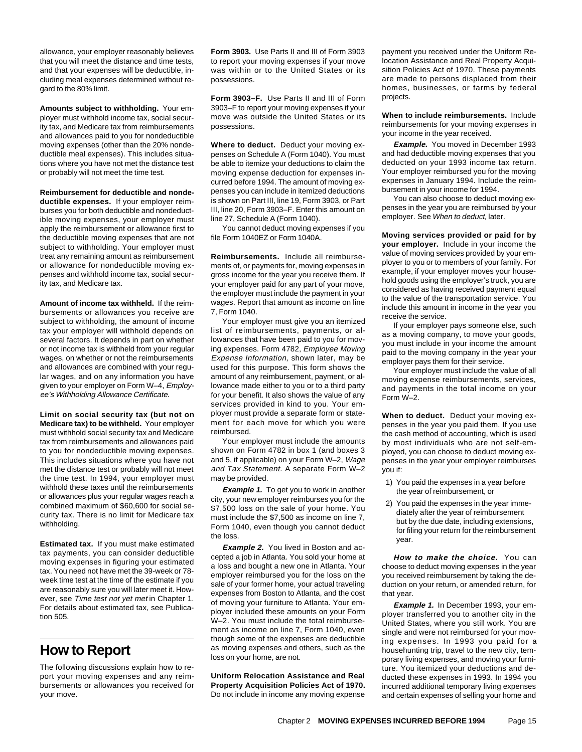allowance, your employer reasonably believes that you will meet the distance and time tests, and that your expenses will be deductible, including meal expenses determined without regard to the 80% limit.

**Amounts subject to withholding.** Your employer must withhold income tax, social security tax, and Medicare tax from reimbursements and allowances paid to you for nondeductible moving expenses (other than the 20% nondeductible meal expenses). This includes situations where you have not met the distance test or probably will not meet the time test.

**Reimbursement for deductible and nondeductible expenses.** If your employer reimburses you for both deductible and nondeductible moving expenses, your employer must apply the reimbursement or allowance first to the deductible moving expenses that are not subject to withholding. Your employer must treat any remaining amount as reimbursement or allowance for nondeductible moving expenses and withhold income tax, social security tax, and Medicare tax.

**Amount of income tax withheld.** If the reimbursements or allowances you receive are subject to withholding, the amount of income tax your employer will withhold depends on several factors. It depends in part on whether or not income tax is withheld from your regular wages, on whether or not the reimbursements and allowances are combined with your regular wages, and on any information you have given to your employer on Form W–4, *Employee's Withholding Allowance Certificate.*

**Limit on social security tax (but not on Medicare tax) to be withheld.** Your employer must withhold social security tax and Medicare tax from reimbursements and allowances paid to you for nondeductible moving expenses. This includes situations where you have not met the distance test or probably will not meet the time test. In 1994, your employer must withhold these taxes until the reimbursements or allowances plus your regular wages reach a combined maximum of $60,600 for social security tax. There is no limit for Medicare tax withholding.

**Estimated tax.** If you must make estimated tax payments, you can consider deductible moving expenses in figuring your estimated tax. You need not have met the 39-week or 78-week time test at the time of the estimate if you are reasonably sure you will later meet it. However, see *Time test not yet met* in Chapter 1. For details about estimated tax, see Publication 505.

# How to Report

The following discussions explain how to report your moving expenses and any reimbursements or allowances you received for your move.

**Form 3903.** Use Parts II and III of Form 3903 to report your moving expenses if your move was within or to the United States or its possessions.

**Form 3903–F.** Use Parts II and III of Form 3903–F to report your moving expenses if your move was outside the United States or its possessions.

**Where to deduct.** Deduct your moving expenses on Schedule A (Form 1040). You must be able to itemize your deductions to claim the moving expense deduction for expenses incurred before 1994. The amount of moving expenses you can include in itemized deductions is shown on Part III, line 19, Form 3903, or Part III, line 20, Form 3903–F. Enter this amount on line 27, Schedule A (Form 1040).

You cannot deduct moving expenses if you file Form 1040EZ or Form 1040A.

**Reimbursements.** Include all reimbursements of, or payments for, moving expenses in gross income for the year you receive them. If your employer paid for any part of your move, the employer must include the payment in your wages. Report that amount as income on line 7, Form 1040.

Your employer must give you an itemized list of reimbursements, payments, or allowances that have been paid to you for moving expenses. Form 4782, *Employee Moving Expense Information,* shown later, may be used for this purpose. This form shows the amount of any reimbursement, payment, or allowance made either to you or to a third party for your benefit. It also shows the value of any services provided in kind to you. Your employer must provide a separate form or statement for each move for which you were reimbursed.

Your employer must include the amounts shown on Form 4782 in box 1 (and boxes 3 and 5, if applicable) on your Form W–2, *Wage and Tax Statement.* A separate Form W–2 may be provided.

***Example 1.*** To get you to work in another city, your new employer reimburses you for the $7,500 loss on the sale of your home. You must include the $7,500 as income on line 7, Form 1040, even though you cannot deduct the loss.

***Example 2.*** You lived in Boston and accepted a job in Atlanta. You sold your home at a loss and bought a new one in Atlanta. Your employer reimbursed you for the loss on the sale of your former home, your actual traveling expenses from Boston to Atlanta, and the cost of moving your furniture to Atlanta. Your employer included these amounts on your Form W–2. You must include the total reimbursement as income on line 7, Form 1040, even though some of the expenses are deductible as moving expenses and others, such as the loss on your home, are not.

**Uniform Relocation Assistance and Real Property Acquisition Policies Act of 1970.** Do not include in income any moving expense payment you received under the Uniform Relocation Assistance and Real Property Acquisition Policies Act of 1970. These payments are made to persons displaced from their homes, businesses, or farms by federal projects.

**When to include reimbursements.** Include reimbursements for your moving expenses in your income in the year received.

***Example.*** You moved in December 1993 and had deductible moving expenses that you deducted on your 1993 income tax return. Your employer reimbursed you for the moving expenses in January 1994. Include the reimbursement in your income for 1994.

You can also choose to deduct moving expenses in the year you are reimbursed by your employer. See *When to deduct,* later.

**Moving services provided or paid for by your employer.** Include in your income the value of moving services provided by your employer to you or to members of your family. For example, if your employer moves your household goods using the employer's truck, you are considered as having received payment equal to the value of the transportation service. You include this amount in income in the year you receive the service.

If your employer pays someone else, such as a moving company, to move your goods, you must include in your income the amount paid to the moving company in the year your employer pays them for their service.

Your employer must include the value of all moving expense reimbursements, services, and payments in the total income on your Form W–2.

**When to deduct.** Deduct your moving expenses in the year you paid them. If you use the cash method of accounting, which is used by most individuals who are not self-employed, you can choose to deduct moving expenses in the year your employer reimburses you if:

1) You paid the expenses in a year before the year of reimbursement, or
2) You paid the expenses in the year immediately after the year of reimbursement but by the due date, including extensions, for filing your return for the reimbursement year.

***How to make the choice.*** You can choose to deduct moving expenses in the year you received reimbursement by taking the deduction on your return, or amended return, for that year.

***Example 1.*** In December 1993, your employer transferred you to another city in the United States, where you still work. You are single and were not reimbursed for your moving expenses. In 1993 you paid for a househunting trip, travel to the new city, temporary living expenses, and moving your furniture. You itemized your deductions and deducted these expenses in 1993. In 1994 you incurred additional temporary living expenses and certain expenses of selling your home and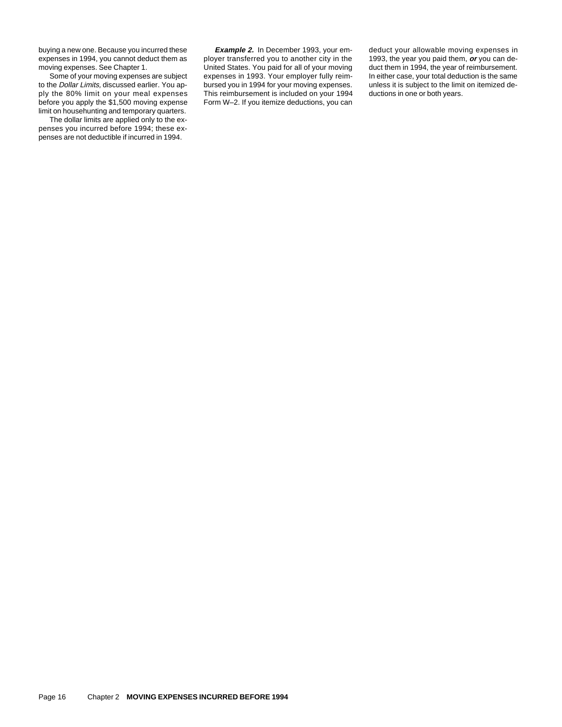buying a new one. Because you incurred these expenses in 1994, you cannot deduct them as moving expenses. See Chapter 1.

Some of your moving expenses are subject to the *Dollar Limits,* discussed earlier. You apply the 80% limit on your meal expenses before you apply the $1,500 moving expense limit on househunting and temporary quarters.

The dollar limits are applied only to the expenses you incurred before 1994; these expenses are not deductible if incurred in 1994.

***Example 2.*** In December 1993, your employer transferred you to another city in the United States. You paid for all of your moving expenses in 1993. Your employer fully reimbursed you in 1994 for your moving expenses. This reimbursement is included on your 1994 Form W–2. If you itemize deductions, you can deduct your allowable moving expenses in 1993, the year you paid them, ***or*** you can deduct them in 1994, the year of reimbursement. In either case, your total deduction is the same unless it is subject to the limit on itemized deductions in one or both years.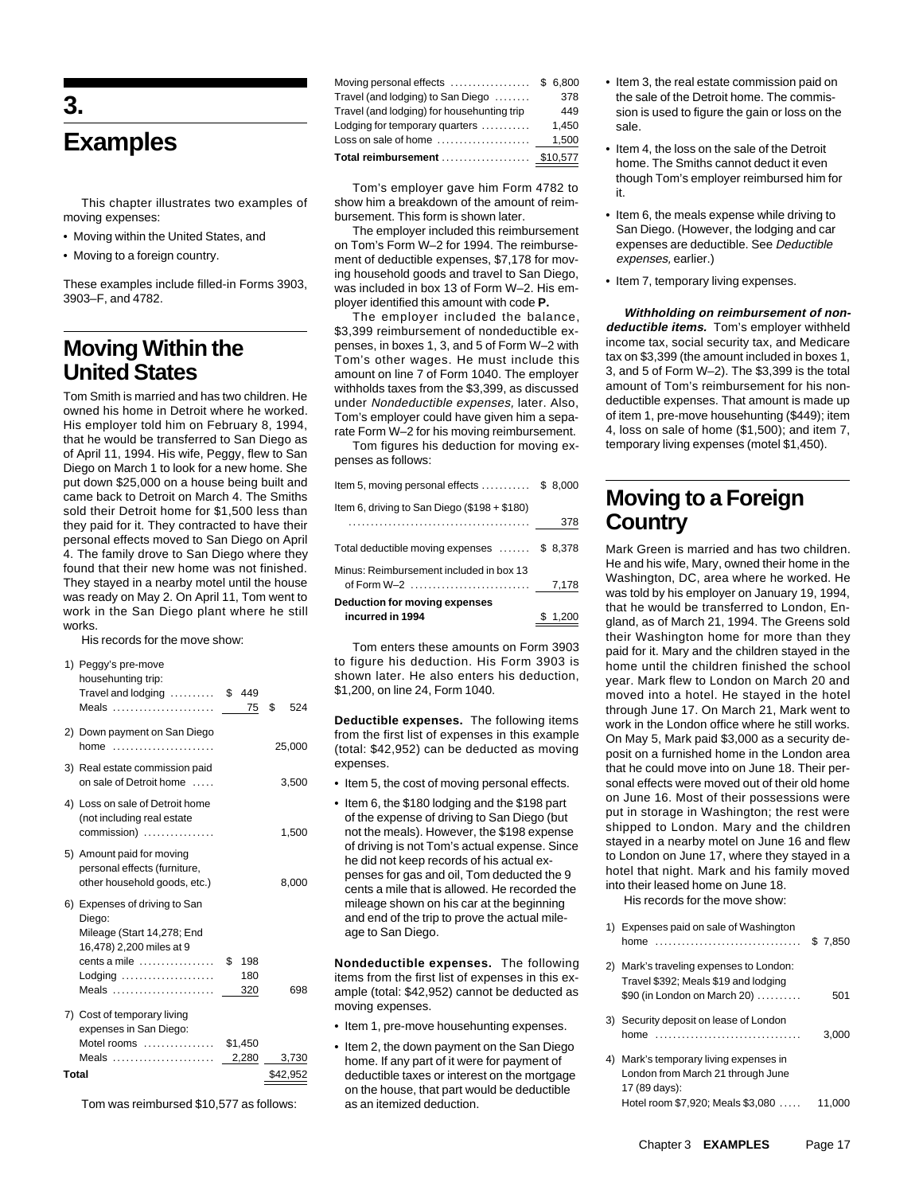# 3. Examples

This chapter illustrates two examples of moving expenses:

- Moving within the United States, and
- Moving to a foreign country.

These examples include filled-in Forms 3903, 3903–F, and 4782.

## Moving Within the United States

Tom Smith is married and has two children. He owned his home in Detroit where he worked. His employer told him on February 8, 1994, that he would be transferred to San Diego as of April 11, 1994. His wife, Peggy, flew to San Diego on March 1 to look for a new home. She put down $25,000 on a house being built and came back to Detroit on March 4. The Smiths sold their Detroit home for $1,500 less than they paid for it. They contracted to have their personal effects moved to San Diego on April 4. The family drove to San Diego where they found that their new home was not finished. They stayed in a nearby motel until the house was ready on May 2. On April 11, Tom went to work in the San Diego plant where he still works.

His records for the move show:

| | | |
|---|---|---|
| 1) Peggy's pre-move househunting trip: | | |
| Travel and lodging | $ 449 | |
| Meals | 75 | $ 524 |
| 2) Down payment on San Diego home | | 25,000 |
| 3) Real estate commission paid on sale of Detroit home | | 3,500 |
| 4) Loss on sale of Detroit home (not including real estate commission) | | 1,500 |
| 5) Amount paid for moving personal effects (furniture, other household goods, etc.) | | 8,000 |
| 6) Expenses of driving to San Diego: Mileage (Start 14,278; End 16,478) 2,200 miles at 9 cents a mile | $ 198 | |
| Lodging | 180 | |
| Meals | 320 | 698 |
| 7) Cost of temporary living expenses in San Diego: | | |
| Motel rooms | $1,450 | |
| Meals | 2,280 | 3,730 |
| **Total** | | $42,952 |

Tom was reimbursed $10,577 as follows:

| | |
|---|---|
| Moving personal effects | $ 6,800 |
| Travel (and lodging) to San Diego | 378 |
| Travel (and lodging) for househunting trip | 449 |
| Lodging for temporary quarters | 1,450 |
| Loss on sale of home | 1,500 |
| **Total reimbursement** | $10,577 |

Tom's employer gave him Form 4782 to show him a breakdown of the amount of reimbursement. This form is shown later.

The employer included this reimbursement on Tom's Form W–2 for 1994. The reimbursement of deductible expenses, $7,178 for moving household goods and travel to San Diego, was included in box 13 of Form W–2. His employer identified this amount with code **P.**

The employer included the balance, $3,399 reimbursement of nondeductible expenses, in boxes 1, 3, and 5 of Form W–2 with Tom's other wages. He must include this amount on line 7 of Form 1040. The employer withholds taxes from the $3,399, as discussed under *Nondeductible expenses,* later. Also, Tom's employer could have given him a separate Form W–2 for his moving reimbursement.

Tom figures his deduction for moving expenses as follows:

| | |
|---|---|
| Item 5, moving personal effects | $ 8,000 |
| Item 6, driving to San Diego ($198 + $180) | 378 |
| Total deductible moving expenses | $ 8,378 |
| Minus: Reimbursement included in box 13 of Form W–2 | 7,178 |
| **Deduction for moving expenses incurred in 1994** | $ 1,200 |

Tom enters these amounts on Form 3903 to figure his deduction. His Form 3903 is shown later. He also enters his deduction, $1,200, on line 24, Form 1040.

**Deductible expenses.** The following items from the first list of expenses in this example (total: $42,952) can be deducted as moving expenses.

- Item 5, the cost of moving personal effects.
- Item 6, the $180 lodging and the $198 part of the expense of driving to San Diego (but not the meals). However, the $198 expense of driving is not Tom's actual expense. Since he did not keep records of his actual expenses for gas and oil, Tom deducted the 9 cents a mile that is allowed. He recorded the mileage shown on his car at the beginning and end of the trip to prove the actual mileage to San Diego.

**Nondeductible expenses.** The following items from the first list of expenses in this example (total: $42,952) cannot be deducted as moving expenses.

- Item 1, pre-move househunting expenses.
- Item 2, the down payment on the San Diego home. If any part of it were for payment of deductible taxes or interest on the mortgage on the house, that part would be deductible as an itemized deduction.
- Item 3, the real estate commission paid on the sale of the Detroit home. The commission is used to figure the gain or loss on the sale.
- Item 4, the loss on the sale of the Detroit home. The Smiths cannot deduct it even though Tom's employer reimbursed him for it.
- Item 6, the meals expense while driving to San Diego. (However, the lodging and car expenses are deductible. See *Deductible expenses,* earlier.)
- Item 7, temporary living expenses.

***Withholding on reimbursement of nondeductible items.*** Tom's employer withheld income tax, social security tax, and Medicare tax on $3,399 (the amount included in boxes 1, 3, and 5 of Form W–2). The $3,399 is the total amount of Tom's reimbursement for his nondeductible expenses. That amount is made up of item 1, pre-move househunting ($449); item 4, loss on sale of home ($1,500); and item 7, temporary living expenses (motel $1,450).

## Moving to a Foreign Country

Mark Green is married and has two children. He and his wife, Mary, owned their home in the Washington, DC, area where he worked. He was told by his employer on January 19, 1994, that he would be transferred to London, England, as of March 21, 1994. The Greens sold their Washington home for more than they paid for it. Mary and the children stayed in the home until the children finished the school year. Mark flew to London on March 20 and moved into a hotel. He stayed in the hotel through June 17. On March 21, Mark went to work in the London office where he still works. On May 5, Mark paid $3,000 as a security deposit on a furnished home in the London area that he could move into on June 18. Their personal effects were moved out of their old home on June 16. Most of their possessions were put in storage in Washington; the rest were shipped to London. Mary and the children stayed in a nearby motel on June 16 and flew to London on June 17, where they stayed in a hotel that night. Mark and his family moved into their leased home on June 18.

His records for the move show:

| | |
|---|---|
| 1) Expenses paid on sale of Washington home | $ 7,850 |
| 2) Mark's traveling expenses to London: Travel $392; Meals $19 and lodging $90 (in London on March 20) | 501 |
| 3) Security deposit on lease of London home | 3,000 |
| 4) Mark's temporary living expenses in London from March 21 through June 17 (89 days): Hotel room $7,920; Meals $3,080 | 11,000 |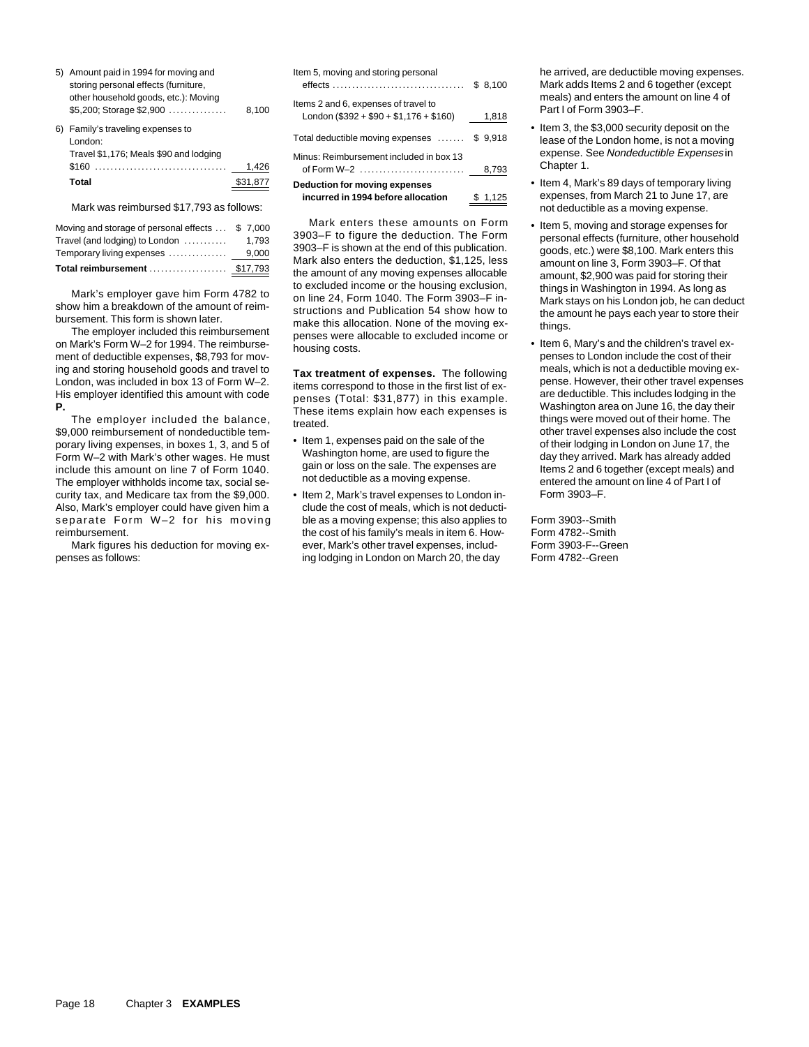5) Amount paid in 1994 for moving and storing personal effects (furniture, other household goods, etc.): Moving $5,200; Storage $2,900 .............. 8,100

6) Family's traveling expenses to London:
Travel $1,176; Meals $90 and lodging $160 ................................. 1,426

**Total** $31,877

Mark was reimbursed $17,793 as follows:

| | |
|---|---|
| Moving and storage of personal effects ... | $ 7,000 |
| Travel (and lodging) to London ........... | 1,793 |
| Temporary living expenses .............. | 9,000 |
| **Total reimbursement** .................... | $17,793 |

Mark's employer gave him Form 4782 to show him a breakdown of the amount of reimbursement. This form is shown later.

The employer included this reimbursement on Mark's Form W–2 for 1994. The reimbursement of deductible expenses, $8,793 for moving and storing household goods and travel to London, was included in box 13 of Form W–2. His employer identified this amount with code **P.**

The employer included the balance, $9,000 reimbursement of nondeductible temporary living expenses, in boxes 1, 3, and 5 of Form W–2 with Mark's other wages. He must include this amount on line 7 of Form 1040. The employer withholds income tax, social security tax, and Medicare tax from the $9,000. Also, Mark's employer could have given him a separate Form W–2 for his moving reimbursement.

Mark figures his deduction for moving expenses as follows:

| | |
|---|---|
| Item 5, moving and storing personal effects .................................. | $ 8,100 |
| Items 2 and 6, expenses of travel to London ($392 + $90 + $1,176 + $160) | 1,818 |
| Total deductible moving expenses ....... | $ 9,918 |
| Minus: Reimbursement included in box 13 of Form W–2 .......................... | 8,793 |
| **Deduction for moving expenses incurred in 1994 before allocation** | $ 1,125 |

Mark enters these amounts on Form 3903–F to figure the deduction. The Form 3903–F is shown at the end of this publication. Mark also enters the deduction, $1,125, less the amount of any moving expenses allocable to excluded income or the housing exclusion, on line 24, Form 1040. The Form 3903–F instructions and Publication 54 show how to make this allocation. None of the moving expenses were allocable to excluded income or housing costs.

**Tax treatment of expenses.** The following items correspond to those in the first list of expenses (Total: $31,877) in this example. These items explain how each expenses is treated.

- Item 1, expenses paid on the sale of the Washington home, are used to figure the gain or loss on the sale. The expenses are not deductible as a moving expense.
- Item 2, Mark's travel expenses to London include the cost of meals, which is not deductible as a moving expense; this also applies to the cost of his family's meals in item 6. However, Mark's other travel expenses, including lodging in London on March 20, the day he arrived, are deductible moving expenses. Mark adds Items 2 and 6 together (except meals) and enters the amount on line 4 of Part I of Form 3903–F.
- Item 3, the $3,000 security deposit on the lease of the London home, is not a moving expense. See *Nondeductible Expenses* in Chapter 1.
- Item 4, Mark's 89 days of temporary living expenses, from March 21 to June 17, are not deductible as a moving expense.
- Item 5, moving and storage expenses for personal effects (furniture, other household goods, etc.) were $8,100. Mark enters this amount on line 3, Form 3903–F. Of that amount, $2,900 was paid for storing their things in Washington in 1994. As long as Mark stays on his London job, he can deduct the amount he pays each year to store their things.
- Item 6, Mary's and the children's travel expenses to London include the cost of their meals, which is not a deductible moving expense. However, their other travel expenses are deductible. This includes lodging in the Washington area on June 16, the day their things were moved out of their home. The other travel expenses also include the cost of their lodging in London on June 17, the day they arrived. Mark has already added Items 2 and 6 together (except meals) and entered the amount on line 4 of Part I of Form 3903–F.

Form 3903--Smith
Form 4782--Smith
Form 3903-F--Green
Form 4782--Green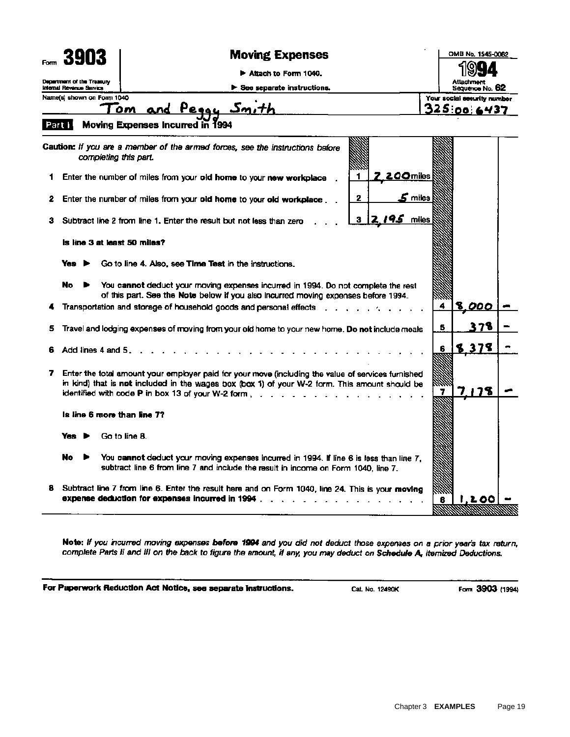Form **3903**

Department of the Treasury
Internal Revenue Service

# Moving Expenses

▶ Attach to Form 1040.

▶ See separate instructions.

OMB No. 1545-0062

**1994**

Attachment Sequence No. **62**

Name(s) shown on Form 1040: Tom and Peggy Smith

Your social security number: 325:00:6437

## Part I Moving Expenses Incurred in 1994

**Caution:** *If you are a member of the armed forces, see the instructions before completing this part.*

| Line | Description | | Miles | | Amount |
|---|---|---|---|---|---|
| 1 | Enter the number of miles from your **old home** to your **new workplace** | 1 | 2,200 miles | | |
| 2 | Enter the number of miles from your **old home** to your **old workplace** | 2 | 5 miles | | |
| 3 | Subtract line 2 from line 1. Enter the result but not less than zero | 3 | 2,195 miles | | |

**Is line 3 at least 50 miles?**

**Yes** ▶ Go to line 4. Also, see **Time Test** in the instructions.

**No** ▶ You **cannot** deduct your moving expenses incurred in 1994. Do not complete the rest of this part. See the **Note** below if you also incurred moving expenses before 1994.

| Line | Description | | Amount |
|---|---|---|---|
| 4 | Transportation and storage of household goods and personal effects | 4 | 8,000 – |
| 5 | Travel and lodging expenses of moving from your old home to your new home. **Do not** include meals | 5 | 378 – |
| 6 | Add lines 4 and 5 | 6 | 8,378 – |
| 7 | Enter the total amount your employer paid for your move (including the value of services furnished in kind) that is **not** included in the wages box (box 1) of your W-2 form. This amount should be identified with code **P** in box 13 of your W-2 form | 7 | 7,178 – |

**Is line 6 more than line 7?**

**Yes** ▶ Go to line 8.

**No** ▶ You **cannot** deduct your moving expenses incurred in 1994. If line 6 is less than line 7, subtract line 6 from line 7 and include the result in income on Form 1040, line 7.

| Line | Description | | Amount |
|---|---|---|---|
| 8 | Subtract line 7 from line 6. Enter the result here and on Form 1040, line 24. This is your **moving expense deduction for expenses incurred in 1994** | 8 | 1,200 – |

**Note:** *If you incurred moving expenses* **before 1994** *and you did not deduct those expenses on a prior year's tax return, complete Parts II and III on the back to figure the amount, if any, you may deduct on* **Schedule A,** *Itemized Deductions.*

**For Paperwork Reduction Act Notice, see separate instructions.** Cat. No. 12490K Form **3903** (1994)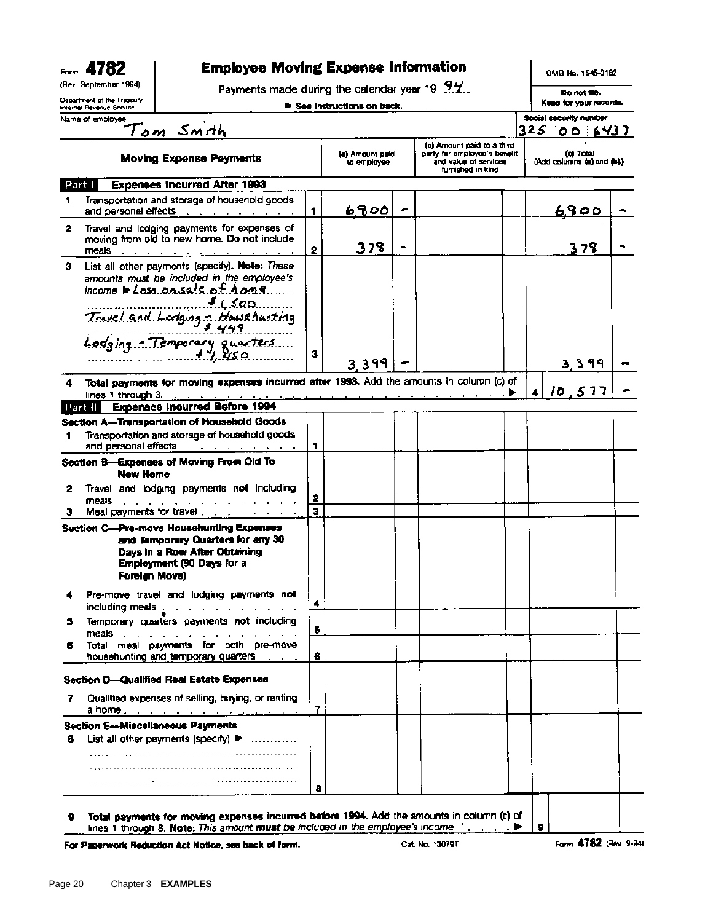Form **4782** (Rev. September 1994) Department of the Treasury Internal Revenue Service

# Employee Moving Expense Information

Payments made during the calendar year 19 94

▶ See instructions on back.

OMB No. 1545-0182

**Do not file. Keep for your records.**

Name of employee: Tom Smith

Social security number: 325 00 6437

| Moving Expense Payments | | (a) Amount paid to employee | (b) Amount paid to a third party for employee's benefit and value of services furnished in kind | (c) Total (Add columns (a) and (b).) |
|---|---|---|---|---|
| **Part I — Expenses Incurred After 1993** | | | | |
| 1 Transportation and storage of household goods and personal effects | 1 | 6,800 — | | 6,800 — |
| 2 Travel and lodging payments for expenses of moving from old to new home. **Do not** include meals | 2 | 378 — | | 378 — |
| 3 List all other payments (specify). **Note:** *These amounts must be included in the employee's income* ▶ Loss on sale of home $1,500; Travel and Lodging – Househunting $449; Lodging – Temporary quarters $1,450 | 3 | 3,399 — | | 3,399 — |
| **4 Total payments for moving expenses incurred after 1993.** Add the amounts in column (c) of lines 1 through 3. ▶ | 4 | | | 10,577 — |
| **Part II — Expenses Incurred Before 1994** | | | | |
| **Section A—Transportation of Household Goods** | | | | |
| 1 Transportation and storage of household goods and personal effects | 1 | | | |
| **Section B—Expenses of Moving From Old To New Home** | | | | |
| 2 Travel and lodging payments **not** including meals | 2 | | | |
| 3 Meal payments for travel | 3 | | | |
| **Section C—Pre-move Househunting Expenses and Temporary Quarters for any 30 Days in a Row After Obtaining Employment (90 Days for a Foreign Move)** | | | | |
| 4 Pre-move travel and lodging payments **not** including meals | 4 | | | |
| 5 Temporary quarters payments **not** including meals | 5 | | | |
| 6 Total meal payments for both pre-move househunting and temporary quarters | 6 | | | |
| **Section D—Qualified Real Estate Expenses** | | | | |
| 7 Qualified expenses of selling, buying, or renting a home | 7 | | | |
| **Section E—Miscellaneous Payments** | | | | |
| 8 List all other payments (specify) ▶ | 8 | | | |
| **9 Total payments for moving expenses incurred before 1994.** Add the amounts in column (c) of lines 1 through 8. **Note:** *This amount* ***must*** *be included in the employee's income* ▶ | 9 | | | |

**For Paperwork Reduction Act Notice, see back of form.** Cat. No. 13079T Form **4782** (Rev 9-94)

Chapter 3 **EXAMPLES**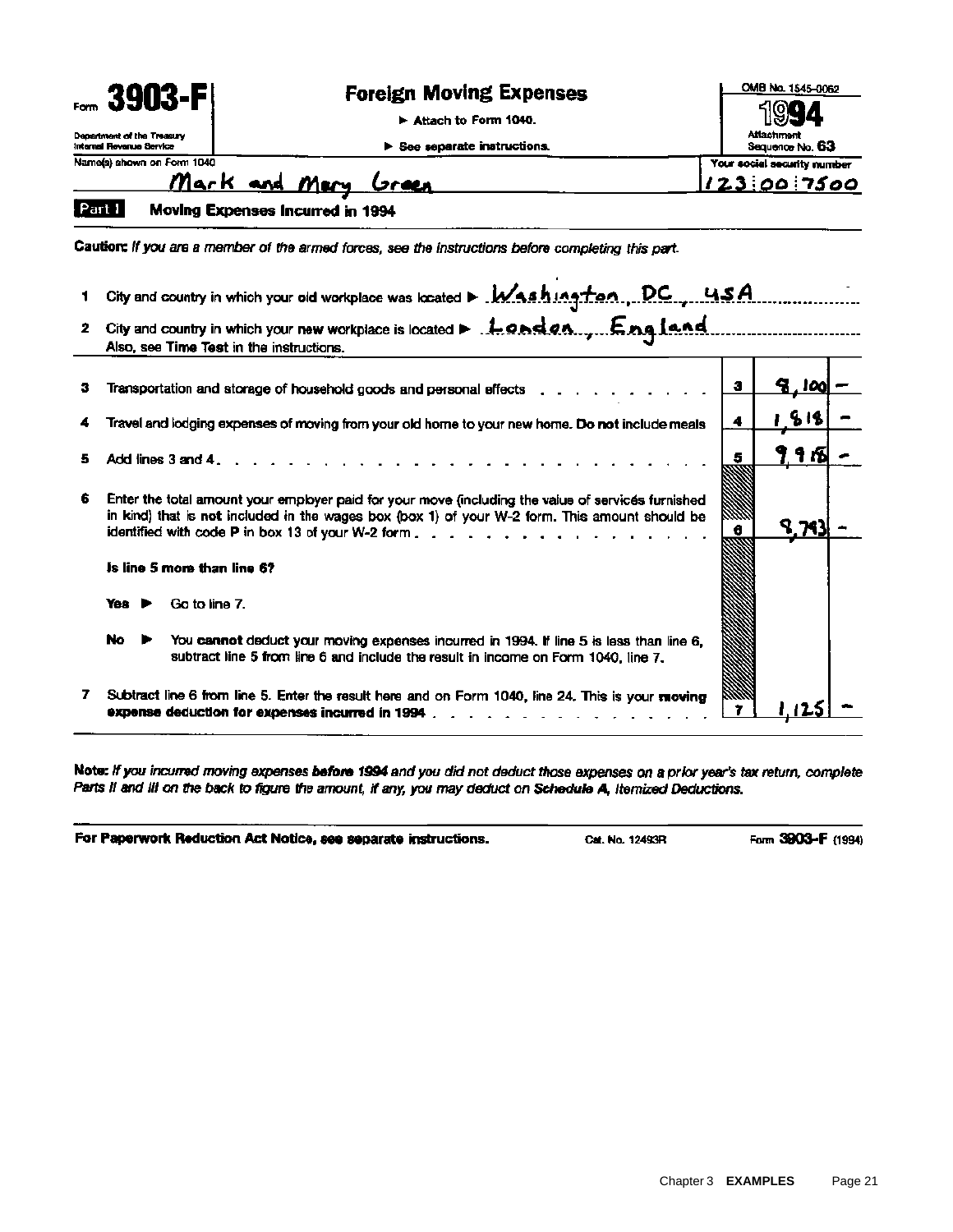Form **3903-F**

Department of the Treasury
Internal Revenue Service

# Foreign Moving Expenses

▶ Attach to Form 1040.

▶ See separate instructions.

OMB No. 1545-0062

**1994**

Attachment
Sequence No. **63**

Name(s) shown on Form 1040: Mark and Mary Green

Your social security number: 123 00 7500

## Part I — Moving Expenses Incurred in 1994

**Caution:** *If you are a member of the armed forces, see the instructions before completing this part.*

**1** City and country in which your old workplace was located ▶ Washington, DC, USA

**2** City and country in which your new workplace is located ▶ London, England
Also, see **Time Test** in the instructions.

| | | Line | Amount |
|---|---|---|---|
| **3** | Transportation and storage of household goods and personal effects | 3 | 8,100 — |
| **4** | Travel and lodging expenses of moving from your old home to your new home. **Do not** include meals | 4 | 1,818 — |
| **5** | Add lines 3 and 4 | 5 | 9,918 — |
| **6** | Enter the total amount your employer paid for your move (including the value of services furnished in kind) that is **not** included in the wages box (box 1) of your W-2 form. This amount should be identified with code **P** in box 13 of your W-2 form | 6 | 8,793 — |

**Is line 5 more than line 6?**

**Yes** ▶ Go to line 7.

**No** ▶ You **cannot** deduct your moving expenses incurred in 1994. If line 5 is less than line 6, subtract line 5 from line 6 and include the result in income on Form 1040, line 7.

| | | Line | Amount |
|---|---|---|---|
| **7** | Subtract line 6 from line 5. Enter the result here and on Form 1040, line 24. This is your **moving expense deduction for expenses incurred in 1994** | 7 | 1,125 — |

**Note:** *If you incurred moving expenses* **before 1994** *and you did not deduct those expenses on a prior year's tax return, complete Parts II and III on the back to figure the amount, if any, you may deduct on* **Schedule A**, *Itemized Deductions.*

**For Paperwork Reduction Act Notice, see separate instructions.** Cat. No. 12493R Form **3903-F** (1994)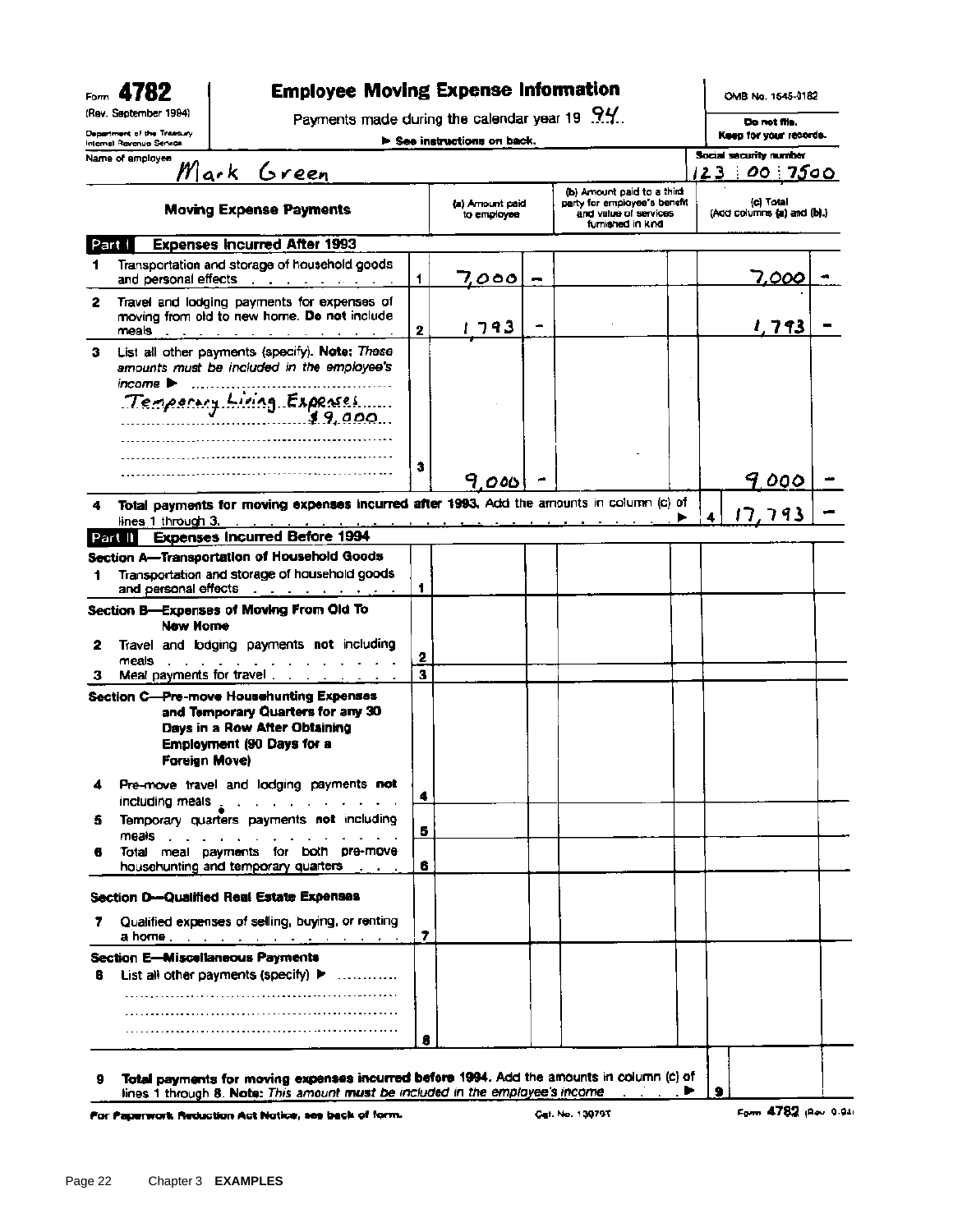Form **4782** (Rev. September 1994) Department of the Treasury Internal Revenue Service

# Employee Moving Expense Information

Payments made during the calendar year 19 94

▶ See instructions on back.

OMB No. 1545-0182

**Do not file. Keep for your records.**

Name of employee: Mark Green

Social security number: 123 : 00 : 7500

| Moving Expense Payments | | (a) Amount paid to employee | (b) Amount paid to a third party for employee's benefit and value of services furnished in kind | (c) Total (Add columns (a) and (b).) |
|---|---|---|---|---|
| **Part I — Expenses Incurred After 1993** | | | | |
| 1 Transportation and storage of household goods and personal effects | 1 | 7,000 – | | 7,000 – |
| 2 Travel and lodging payments for expenses of moving from old to new home. **Do not** include meals | 2 | 1,793 – | | 1,793 – |
| 3 List all other payments (specify). **Note:** *These amounts must be included in the employee's income* ▶ Temporary Living Expenses $9,000 | 3 | 9,000 – | | 9,000 – |
| 4 **Total payments for moving expenses incurred after 1993.** Add the amounts in column (c) of lines 1 through 3. ▶ | 4 | | | 17,793 – |
| **Part II — Expenses Incurred Before 1994** | | | | |
| **Section A—Transportation of Household Goods** | | | | |
| 1 Transportation and storage of household goods and personal effects | 1 | | | |
| **Section B—Expenses of Moving From Old To New Home** | | | | |
| 2 Travel and lodging payments **not** including meals | 2 | | | |
| 3 Meal payments for travel | 3 | | | |
| **Section C—Pre-move Househunting Expenses and Temporary Quarters for any 30 Days in a Row After Obtaining Employment (90 Days for a Foreign Move)** | | | | |
| 4 Pre-move travel and lodging payments **not** including meals | 4 | | | |
| 5 Temporary quarters payments **not** including meals | 5 | | | |
| 6 Total meal payments for both pre-move househunting and temporary quarters | 6 | | | |
| **Section D—Qualified Real Estate Expenses** | | | | |
| 7 Qualified expenses of selling, buying, or renting a home | 7 | | | |
| **Section E—Miscellaneous Payments** | | | | |
| 8 List all other payments (specify) ▶ | 8 | | | |
| 9 **Total payments for moving expenses incurred before 1994.** Add the amounts in column (c) of lines 1 through 8. **Note:** *This amount must be included in the employee's income* ▶ | 9 | | | |

**For Paperwork Reduction Act Notice, see back of form.** Cat. No. 13079T Form **4782** (Rev. 9-94)

Chapter 3 **EXAMPLES**